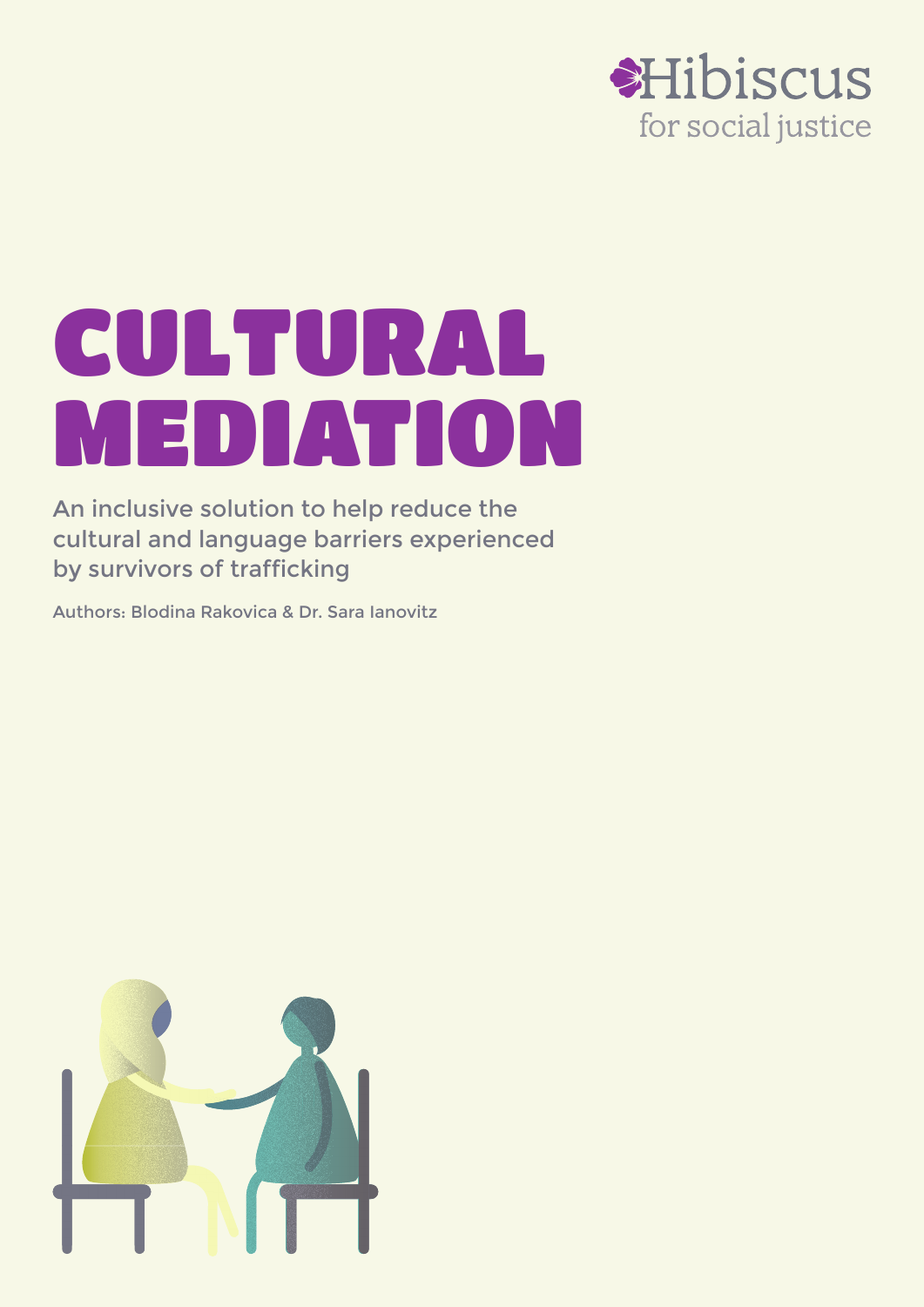Hibiscus
for social justice

# CULTURAL MEDIATION

An inclusive solution to help reduce the cultural and language barriers experienced by survivors of trafficking

Authors: Blodina Rakovica & Dr. Sara Ianovitz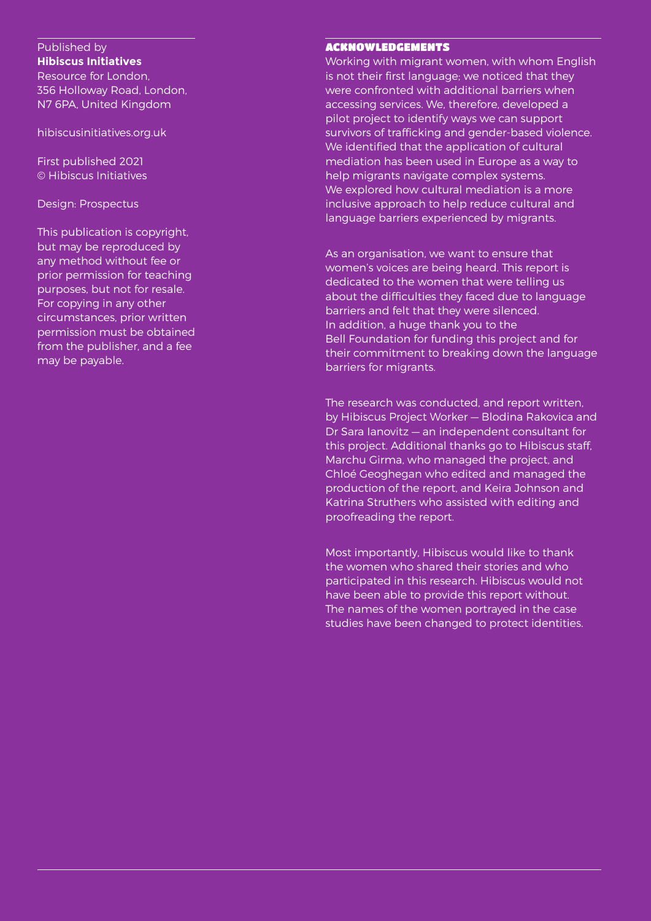Published by
**Hibiscus Initiatives**
Resource for London,
356 Holloway Road, London,
N7 6PA, United Kingdom

hibiscusinitiatives.org.uk

First published 2021
© Hibiscus Initiatives

Design: Prospectus

This publication is copyright, but may be reproduced by any method without fee or prior permission for teaching purposes, but not for resale. For copying in any other circumstances, prior written permission must be obtained from the publisher, and a fee may be payable.

## ACKNOWLEDGEMENTS

Working with migrant women, with whom English is not their first language; we noticed that they were confronted with additional barriers when accessing services. We, therefore, developed a pilot project to identify ways we can support survivors of trafficking and gender-based violence. We identified that the application of cultural mediation has been used in Europe as a way to help migrants navigate complex systems. We explored how cultural mediation is a more inclusive approach to help reduce cultural and language barriers experienced by migrants.

As an organisation, we want to ensure that women's voices are being heard. This report is dedicated to the women that were telling us about the difficulties they faced due to language barriers and felt that they were silenced. In addition, a huge thank you to the Bell Foundation for funding this project and for their commitment to breaking down the language barriers for migrants.

The research was conducted, and report written, by Hibiscus Project Worker — Blodina Rakovica and Dr Sara Ianovitz — an independent consultant for this project. Additional thanks go to Hibiscus staff, Marchu Girma, who managed the project, and Chloé Geoghegan who edited and managed the production of the report, and Keira Johnson and Katrina Struthers who assisted with editing and proofreading the report.

Most importantly, Hibiscus would like to thank the women who shared their stories and who participated in this research. Hibiscus would not have been able to provide this report without. The names of the women portrayed in the case studies have been changed to protect identities.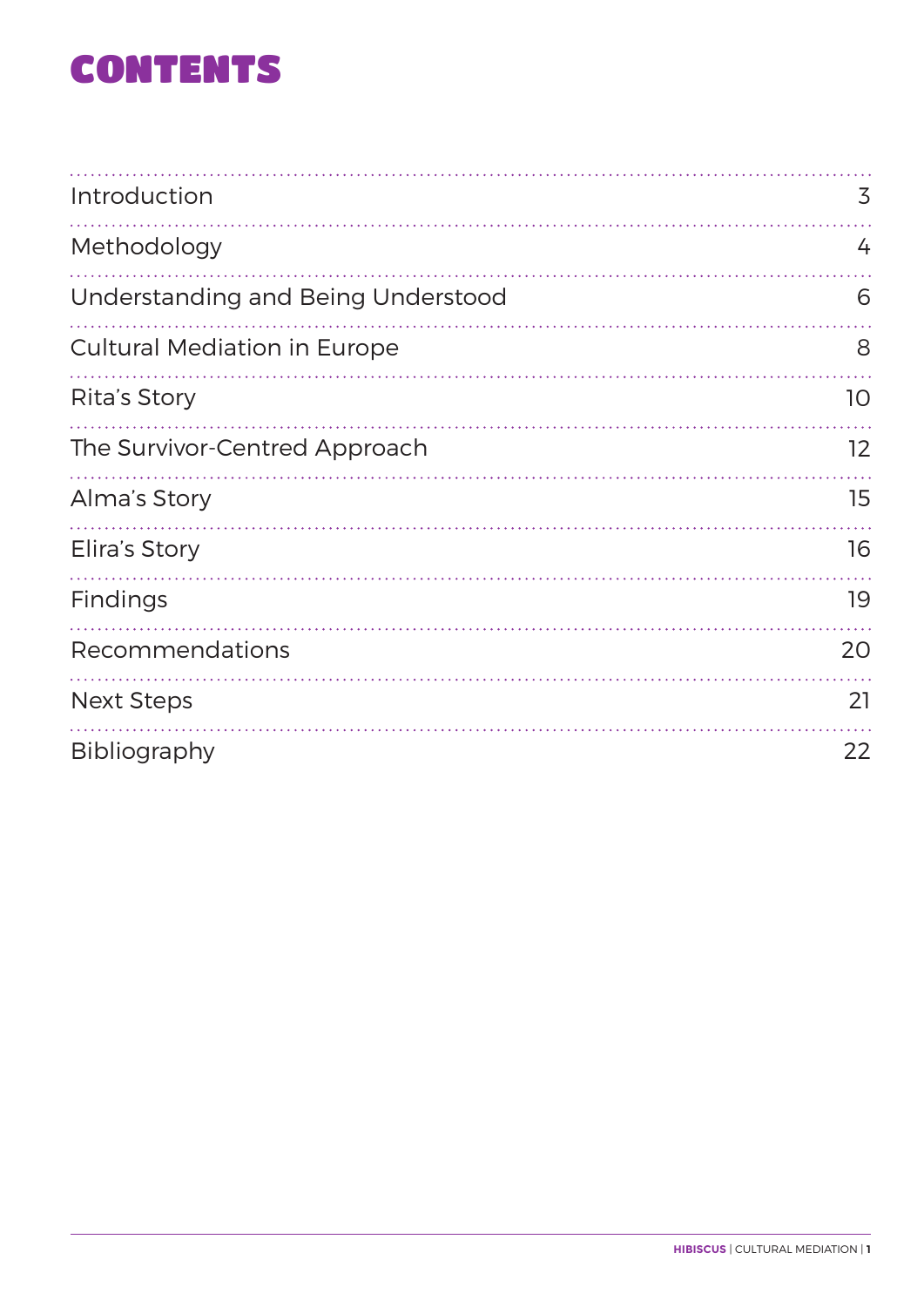# CONTENTS

| | |
|---|---|
| Introduction | 3 |
| Methodology | 4 |
| Understanding and Being Understood | 6 |
| Cultural Mediation in Europe | 8 |
| Rita's Story | 10 |
| The Survivor-Centred Approach | 12 |
| Alma's Story | 15 |
| Elira's Story | 16 |
| Findings | 19 |
| Recommendations | 20 |
| Next Steps | 21 |
| Bibliography | 22 |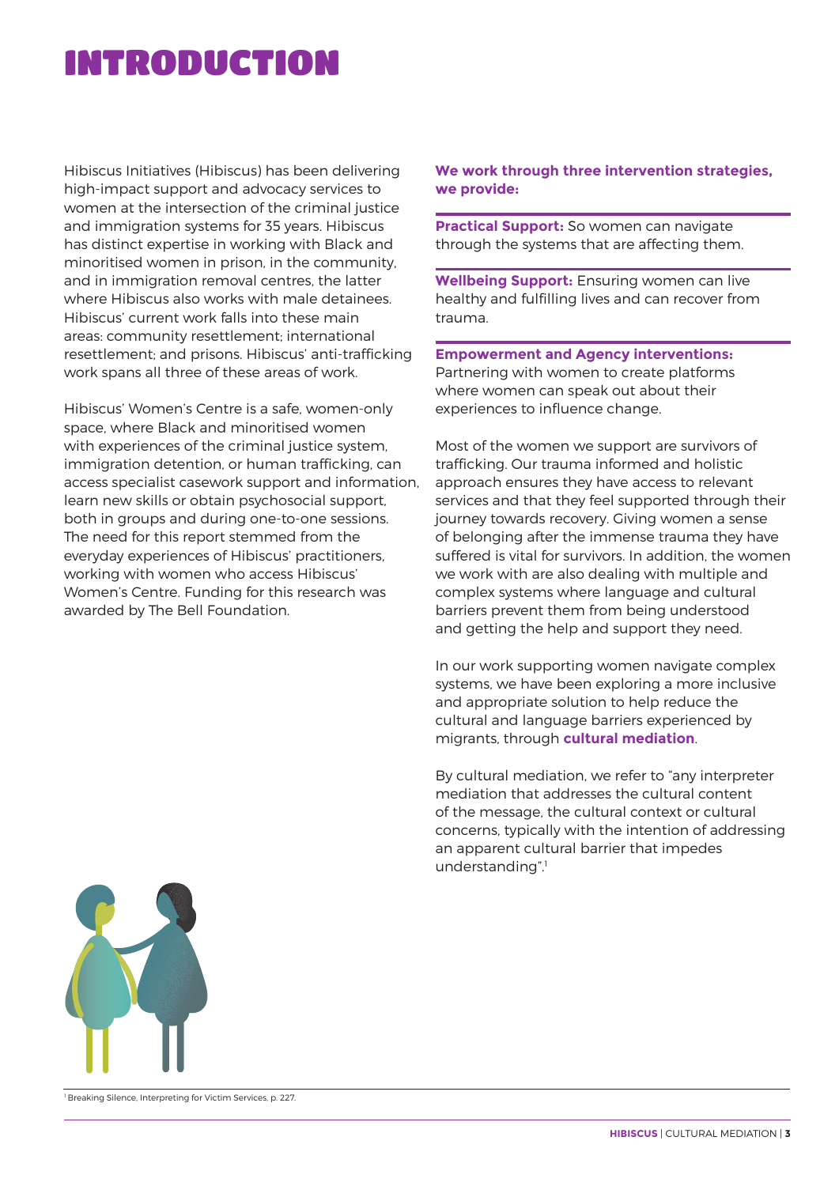# INTRODUCTION

Hibiscus Initiatives (Hibiscus) has been delivering high-impact support and advocacy services to women at the intersection of the criminal justice and immigration systems for 35 years. Hibiscus has distinct expertise in working with Black and minoritised women in prison, in the community, and in immigration removal centres, the latter where Hibiscus also works with male detainees. Hibiscus' current work falls into these main areas: community resettlement; international resettlement; and prisons. Hibiscus' anti-trafficking work spans all three of these areas of work.

Hibiscus' Women's Centre is a safe, women-only space, where Black and minoritised women with experiences of the criminal justice system, immigration detention, or human trafficking, can access specialist casework support and information, learn new skills or obtain psychosocial support, both in groups and during one-to-one sessions. The need for this report stemmed from the everyday experiences of Hibiscus' practitioners, working with women who access Hibiscus' Women's Centre. Funding for this research was awarded by The Bell Foundation.

**We work through three intervention strategies, we provide:**

**Practical Support:** So women can navigate through the systems that are affecting them.

**Wellbeing Support:** Ensuring women can live healthy and fulfilling lives and can recover from trauma.

**Empowerment and Agency interventions:** Partnering with women to create platforms where women can speak out about their experiences to influence change.

Most of the women we support are survivors of trafficking. Our trauma informed and holistic approach ensures they have access to relevant services and that they feel supported through their journey towards recovery. Giving women a sense of belonging after the immense trauma they have suffered is vital for survivors. In addition, the women we work with are also dealing with multiple and complex systems where language and cultural barriers prevent them from being understood and getting the help and support they need.

In our work supporting women navigate complex systems, we have been exploring a more inclusive and appropriate solution to help reduce the cultural and language barriers experienced by migrants, through **cultural mediation**.

By cultural mediation, we refer to "any interpreter mediation that addresses the cultural content of the message, the cultural context or cultural concerns, typically with the intention of addressing an apparent cultural barrier that impedes understanding".[1]

[1] Breaking Silence, Interpreting for Victim Services, p. 227.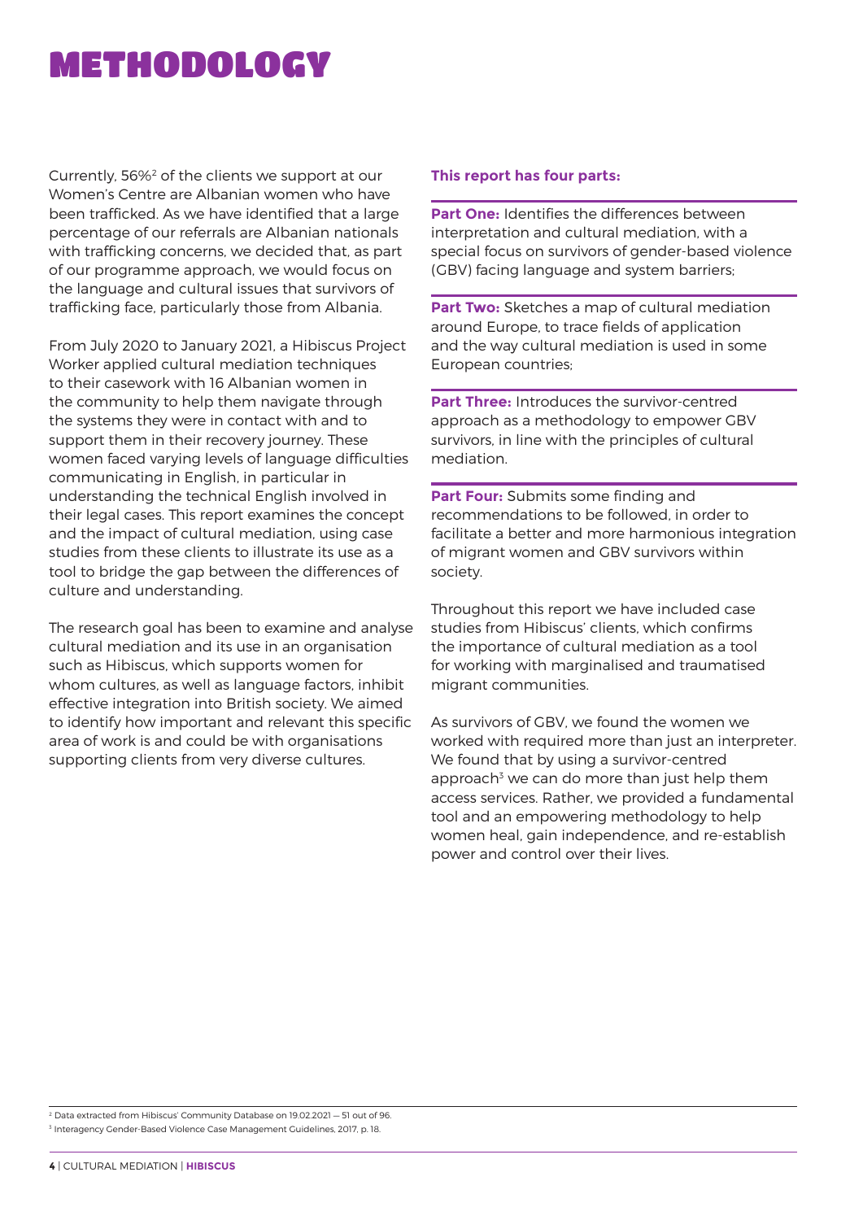# METHODOLOGY

Currently, 56%[2] of the clients we support at our Women's Centre are Albanian women who have been trafficked. As we have identified that a large percentage of our referrals are Albanian nationals with trafficking concerns, we decided that, as part of our programme approach, we would focus on the language and cultural issues that survivors of trafficking face, particularly those from Albania.

From July 2020 to January 2021, a Hibiscus Project Worker applied cultural mediation techniques to their casework with 16 Albanian women in the community to help them navigate through the systems they were in contact with and to support them in their recovery journey. These women faced varying levels of language difficulties communicating in English, in particular in understanding the technical English involved in their legal cases. This report examines the concept and the impact of cultural mediation, using case studies from these clients to illustrate its use as a tool to bridge the gap between the differences of culture and understanding.

The research goal has been to examine and analyse cultural mediation and its use in an organisation such as Hibiscus, which supports women for whom cultures, as well as language factors, inhibit effective integration into British society. We aimed to identify how important and relevant this specific area of work is and could be with organisations supporting clients from very diverse cultures.

**This report has four parts:**

**Part One:** Identifies the differences between interpretation and cultural mediation, with a special focus on survivors of gender-based violence (GBV) facing language and system barriers;

**Part Two:** Sketches a map of cultural mediation around Europe, to trace fields of application and the way cultural mediation is used in some European countries;

**Part Three:** Introduces the survivor-centred approach as a methodology to empower GBV survivors, in line with the principles of cultural mediation.

**Part Four:** Submits some finding and recommendations to be followed, in order to facilitate a better and more harmonious integration of migrant women and GBV survivors within society.

Throughout this report we have included case studies from Hibiscus' clients, which confirms the importance of cultural mediation as a tool for working with marginalised and traumatised migrant communities.

As survivors of GBV, we found the women we worked with required more than just an interpreter. We found that by using a survivor-centred approach[3] we can do more than just help them access services. Rather, we provided a fundamental tool and an empowering methodology to help women heal, gain independence, and re-establish power and control over their lives.

[2] Data extracted from Hibiscus' Community Database on 19.02.2021 — 51 out of 96.

[3] Interagency Gender-Based Violence Case Management Guidelines, 2017, p. 18.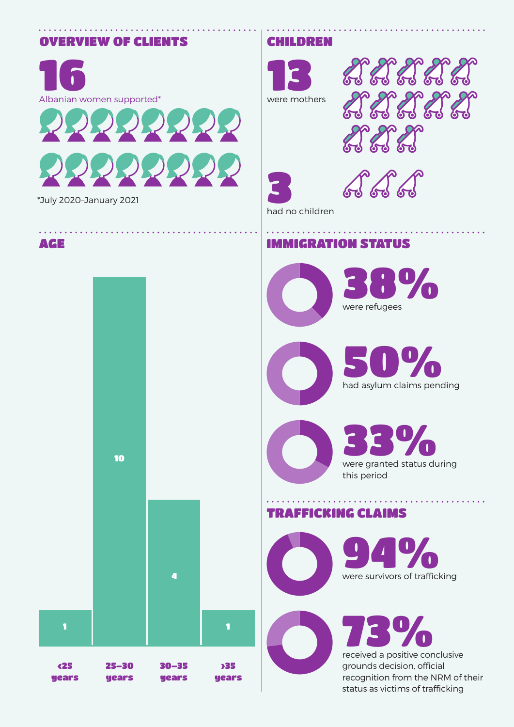## OVERVIEW OF CLIENTS

**16**

Albanian women supported*

*July 2020–January 2021

## CHILDREN

**13**

were mothers

**3**

had no children

## AGE

| Age | Number |
|---|---|
| <25 years | 1 |
| 25–30 years | 10 |
| 30–35 years | 4 |
| >35 years | 1 |

## IMMIGRATION STATUS

**38%**

were refugees

**50%**

had asylum claims pending

**33%**

were granted status during this period

## TRAFFICKING CLAIMS

**94%**

were survivors of trafficking

**73%**

received a positive conclusive grounds decision, official recognition from the NRM of their status as victims of trafficking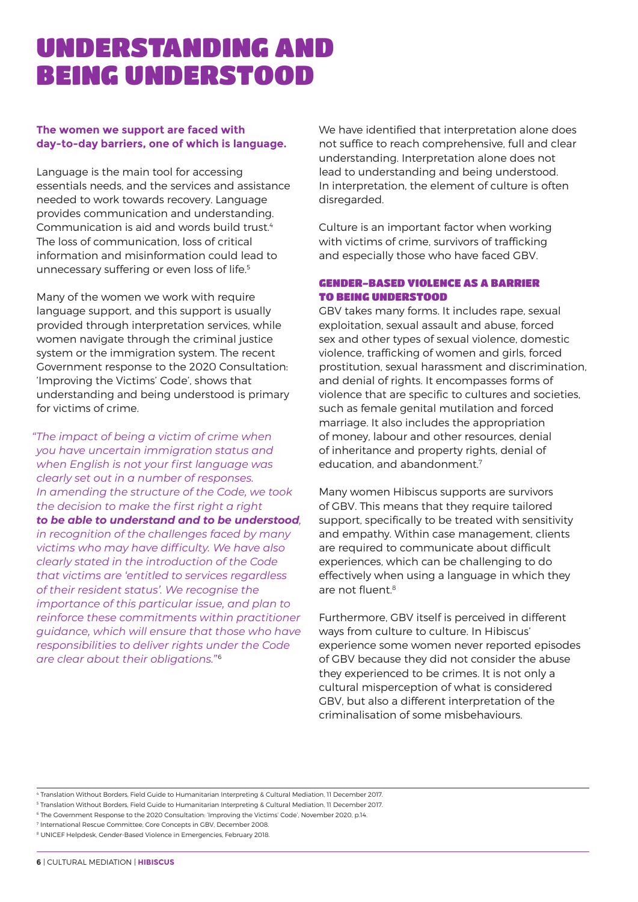# UNDERSTANDING AND BEING UNDERSTOOD

**The women we support are faced with day-to-day barriers, one of which is language.**

Language is the main tool for accessing essentials needs, and the services and assistance needed to work towards recovery. Language provides communication and understanding. Communication is aid and words build trust.[4] The loss of communication, loss of critical information and misinformation could lead to unnecessary suffering or even loss of life.[5]

Many of the women we work with require language support, and this support is usually provided through interpretation services, while women navigate through the criminal justice system or the immigration system. The recent Government response to the 2020 Consultation: 'Improving the Victims' Code', shows that understanding and being understood is primary for victims of crime.

*"The impact of being a victim of crime when you have uncertain immigration status and when English is not your first language was clearly set out in a number of responses. In amending the structure of the Code, we took the decision to make the first right a right* ***to be able to understand and to be understood****, in recognition of the challenges faced by many victims who may have difficulty. We have also clearly stated in the introduction of the Code that victims are 'entitled to services regardless of their resident status'. We recognise the importance of this particular issue, and plan to reinforce these commitments within practitioner guidance, which will ensure that those who have responsibilities to deliver rights under the Code are clear about their obligations."*[6]

We have identified that interpretation alone does not suffice to reach comprehensive, full and clear understanding. Interpretation alone does not lead to understanding and being understood. In interpretation, the element of culture is often disregarded.

Culture is an important factor when working with victims of crime, survivors of trafficking and especially those who have faced GBV.

### GENDER-BASED VIOLENCE AS A BARRIER TO BEING UNDERSTOOD

GBV takes many forms. It includes rape, sexual exploitation, sexual assault and abuse, forced sex and other types of sexual violence, domestic violence, trafficking of women and girls, forced prostitution, sexual harassment and discrimination, and denial of rights. It encompasses forms of violence that are specific to cultures and societies, such as female genital mutilation and forced marriage. It also includes the appropriation of money, labour and other resources, denial of inheritance and property rights, denial of education, and abandonment.[7]

Many women Hibiscus supports are survivors of GBV. This means that they require tailored support, specifically to be treated with sensitivity and empathy. Within case management, clients are required to communicate about difficult experiences, which can be challenging to do effectively when using a language in which they are not fluent.[8]

Furthermore, GBV itself is perceived in different ways from culture to culture. In Hibiscus' experience some women never reported episodes of GBV because they did not consider the abuse they experienced to be crimes. It is not only a cultural misperception of what is considered GBV, but also a different interpretation of the criminalisation of some misbehaviours.

---

[4] Translation Without Borders, Field Guide to Humanitarian Interpreting & Cultural Mediation, 11 December 2017.

[5] Translation Without Borders, Field Guide to Humanitarian Interpreting & Cultural Mediation, 11 December 2017.

[6] The Government Response to the 2020 Consultation: 'Improving the Victims' Code', November 2020, p.14.

[7] International Rescue Committee, Core Concepts in GBV, December 2008.

[8] UNICEF Helpdesk, Gender-Based Violence in Emergencies, February 2018.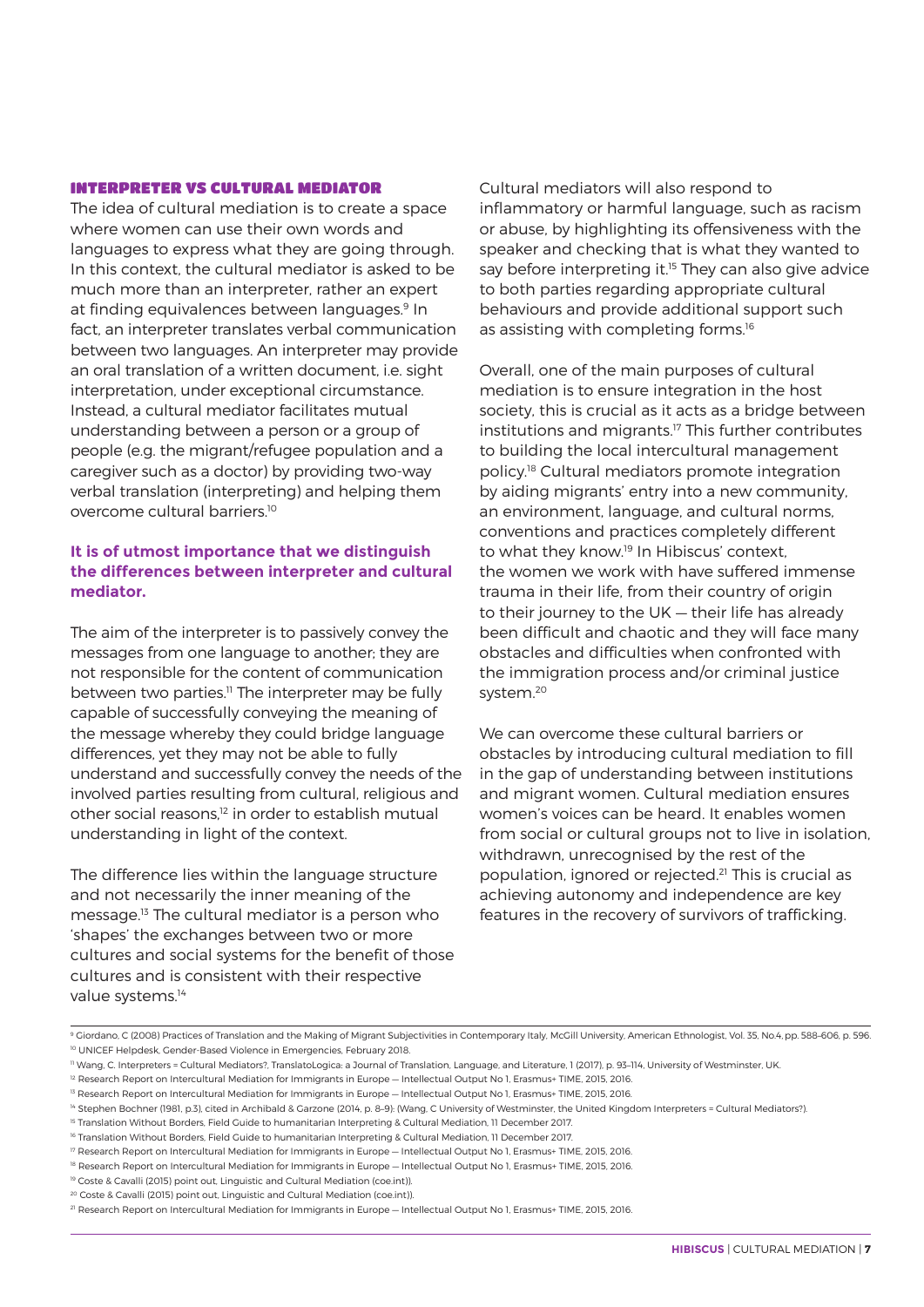## INTERPRETER VS CULTURAL MEDIATOR

The idea of cultural mediation is to create a space where women can use their own words and languages to express what they are going through. In this context, the cultural mediator is asked to be much more than an interpreter, rather an expert at finding equivalences between languages.[9] In fact, an interpreter translates verbal communication between two languages. An interpreter may provide an oral translation of a written document, i.e. sight interpretation, under exceptional circumstance. Instead, a cultural mediator facilitates mutual understanding between a person or a group of people (e.g. the migrant/refugee population and a caregiver such as a doctor) by providing two-way verbal translation (interpreting) and helping them overcome cultural barriers.[10]

**It is of utmost importance that we distinguish the differences between interpreter and cultural mediator.**

The aim of the interpreter is to passively convey the messages from one language to another; they are not responsible for the content of communication between two parties.[11] The interpreter may be fully capable of successfully conveying the meaning of the message whereby they could bridge language differences, yet they may not be able to fully understand and successfully convey the needs of the involved parties resulting from cultural, religious and other social reasons,[12] in order to establish mutual understanding in light of the context.

The difference lies within the language structure and not necessarily the inner meaning of the message.[13] The cultural mediator is a person who 'shapes' the exchanges between two or more cultures and social systems for the benefit of those cultures and is consistent with their respective value systems.[14]

Cultural mediators will also respond to inflammatory or harmful language, such as racism or abuse, by highlighting its offensiveness with the speaker and checking that is what they wanted to say before interpreting it.[15] They can also give advice to both parties regarding appropriate cultural behaviours and provide additional support such as assisting with completing forms.[16]

Overall, one of the main purposes of cultural mediation is to ensure integration in the host society, this is crucial as it acts as a bridge between institutions and migrants.[17] This further contributes to building the local intercultural management policy.[18] Cultural mediators promote integration by aiding migrants' entry into a new community, an environment, language, and cultural norms, conventions and practices completely different to what they know.[19] In Hibiscus' context, the women we work with have suffered immense trauma in their life, from their country of origin to their journey to the UK — their life has already been difficult and chaotic and they will face many obstacles and difficulties when confronted with the immigration process and/or criminal justice system.[20]

We can overcome these cultural barriers or obstacles by introducing cultural mediation to fill in the gap of understanding between institutions and migrant women. Cultural mediation ensures women's voices can be heard. It enables women from social or cultural groups not to live in isolation, withdrawn, unrecognised by the rest of the population, ignored or rejected.[21] This is crucial as achieving autonomy and independence are key features in the recovery of survivors of trafficking.

---

[9] Giordano, C (2008) Practices of Translation and the Making of Migrant Subjectivities in Contemporary Italy, McGill University, American Ethnologist, Vol. 35, No.4, pp. 588–606, p. 596.
[10] UNICEF Helpdesk, Gender-Based Violence in Emergencies, February 2018.
[11] Wang, C. Interpreters = Cultural Mediators?, TranslatoLogica: a Journal of Translation, Language, and Literature, 1 (2017), p. 93–114, University of Westminster, UK.
[12] Research Report on Intercultural Mediation for Immigrants in Europe — Intellectual Output No 1, Erasmus+ TIME, 2015, 2016.
[13] Research Report on Intercultural Mediation for Immigrants in Europe — Intellectual Output No 1, Erasmus+ TIME, 2015, 2016.
[14] Stephen Bochner (1981, p.3), cited in Archibald & Garzone (2014, p. 8–9): (Wang, C University of Westminster, the United Kingdom Interpreters = Cultural Mediators?).
[15] Translation Without Borders, Field Guide to humanitarian Interpreting & Cultural Mediation, 11 December 2017.
[16] Translation Without Borders, Field Guide to humanitarian Interpreting & Cultural Mediation, 11 December 2017.
[17] Research Report on Intercultural Mediation for Immigrants in Europe — Intellectual Output No 1, Erasmus+ TIME, 2015, 2016.
[18] Research Report on Intercultural Mediation for Immigrants in Europe — Intellectual Output No 1, Erasmus+ TIME, 2015, 2016.
[19] Coste & Cavalli (2015) point out, Linguistic and Cultural Mediation (coe.int)).
[20] Coste & Cavalli (2015) point out, Linguistic and Cultural Mediation (coe.int)).
[21] Research Report on Intercultural Mediation for Immigrants in Europe — Intellectual Output No 1, Erasmus+ TIME, 2015, 2016.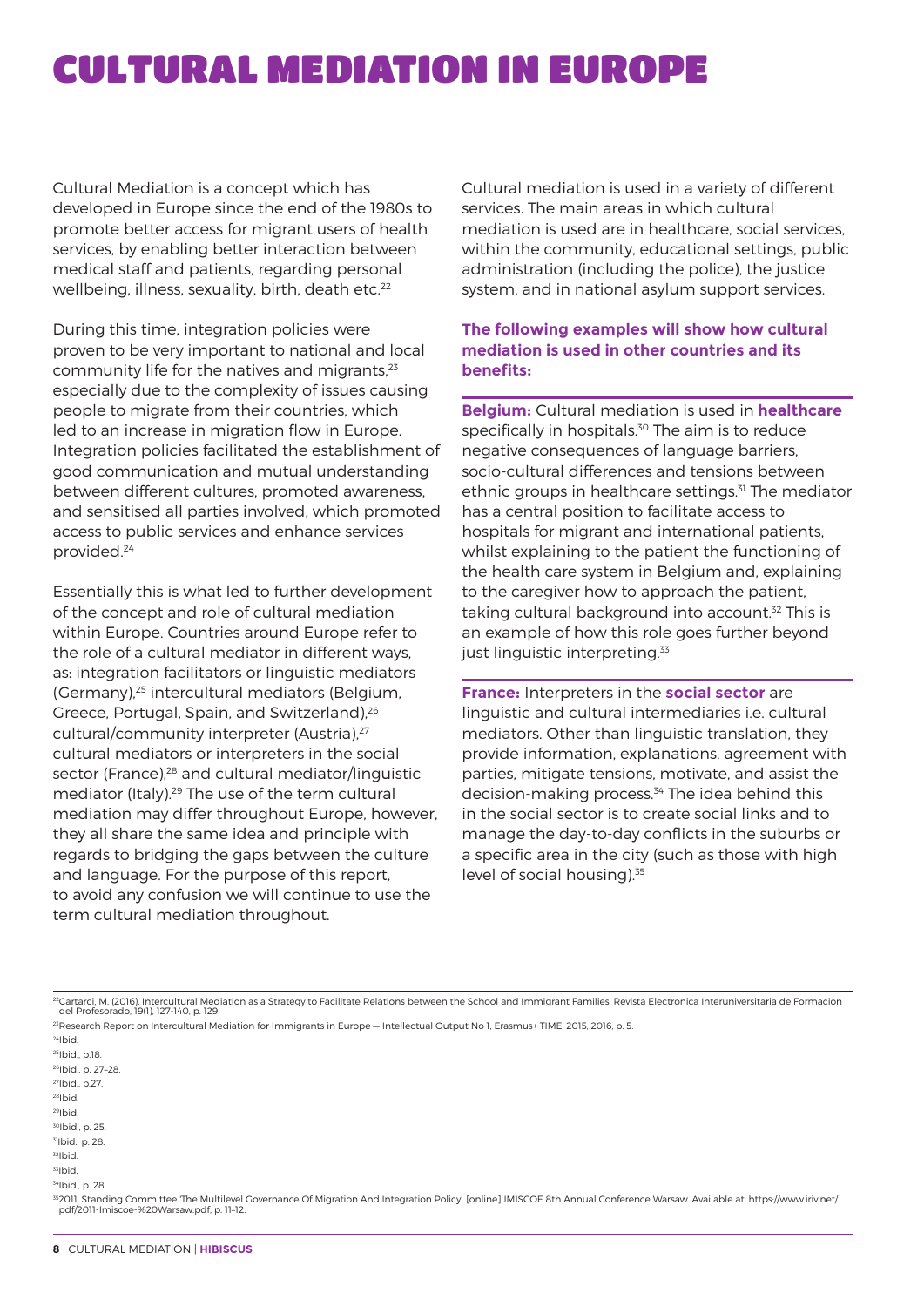# CULTURAL MEDIATION IN EUROPE

Cultural Mediation is a concept which has developed in Europe since the end of the 1980s to promote better access for migrant users of health services, by enabling better interaction between medical staff and patients, regarding personal wellbeing, illness, sexuality, birth, death etc.[22]

During this time, integration policies were proven to be very important to national and local community life for the natives and migrants,[23] especially due to the complexity of issues causing people to migrate from their countries, which led to an increase in migration flow in Europe. Integration policies facilitated the establishment of good communication and mutual understanding between different cultures, promoted awareness, and sensitised all parties involved, which promoted access to public services and enhance services provided.[24]

Essentially this is what led to further development of the concept and role of cultural mediation within Europe. Countries around Europe refer to the role of a cultural mediator in different ways, as: integration facilitators or linguistic mediators (Germany),[25] intercultural mediators (Belgium, Greece, Portugal, Spain, and Switzerland),[26] cultural/community interpreter (Austria),[27] cultural mediators or interpreters in the social sector (France),[28] and cultural mediator/linguistic mediator (Italy).[29] The use of the term cultural mediation may differ throughout Europe, however, they all share the same idea and principle with regards to bridging the gaps between the culture and language. For the purpose of this report, to avoid any confusion we will continue to use the term cultural mediation throughout.

Cultural mediation is used in a variety of different services. The main areas in which cultural mediation is used are in healthcare, social services, within the community, educational settings, public administration (including the police), the justice system, and in national asylum support services.

**The following examples will show how cultural mediation is used in other countries and its benefits:**

**Belgium:** Cultural mediation is used in **healthcare** specifically in hospitals.[30] The aim is to reduce negative consequences of language barriers, socio-cultural differences and tensions between ethnic groups in healthcare settings.[31] The mediator has a central position to facilitate access to hospitals for migrant and international patients, whilst explaining to the patient the functioning of the health care system in Belgium and, explaining to the caregiver how to approach the patient, taking cultural background into account.[32] This is an example of how this role goes further beyond just linguistic interpreting.[33]

**France:** Interpreters in the **social sector** are linguistic and cultural intermediaries i.e. cultural mediators. Other than linguistic translation, they provide information, explanations, agreement with parties, mitigate tensions, motivate, and assist the decision-making process.[34] The idea behind this in the social sector is to create social links and to manage the day-to-day conflicts in the suburbs or a specific area in the city (such as those with high level of social housing).[35]

---

[22] Cartarci, M. (2016). Intercultural Mediation as a Strategy to Facilitate Relations between the School and Immigrant Families. Revista Electronica Interuniversitaria de Formacion del Profesorado, 19(1), 127-140, p. 129.

[23] Research Report on Intercultural Mediation for Immigrants in Europe — Intellectual Output No 1, Erasmus+ TIME, 2015, 2016, p. 5.

[24] Ibid.

[25] Ibid., p.18.

[26] Ibid., p. 27–28.

[27] Ibid., p.27.

[28] Ibid.

[29] Ibid.

[30] Ibid., p. 25.

[31] Ibid., p. 28.

[32] Ibid.

[33] Ibid.

[34] Ibid., p. 28.

[35] 2011. Standing Committee 'The Multilevel Governance Of Migration And Integration Policy'. [online] IMISCOE 8th Annual Conference Warsaw. Available at: https://www.iriv.net/pdf/2011-Imiscoe-%20Warsaw.pdf, p. 11–12.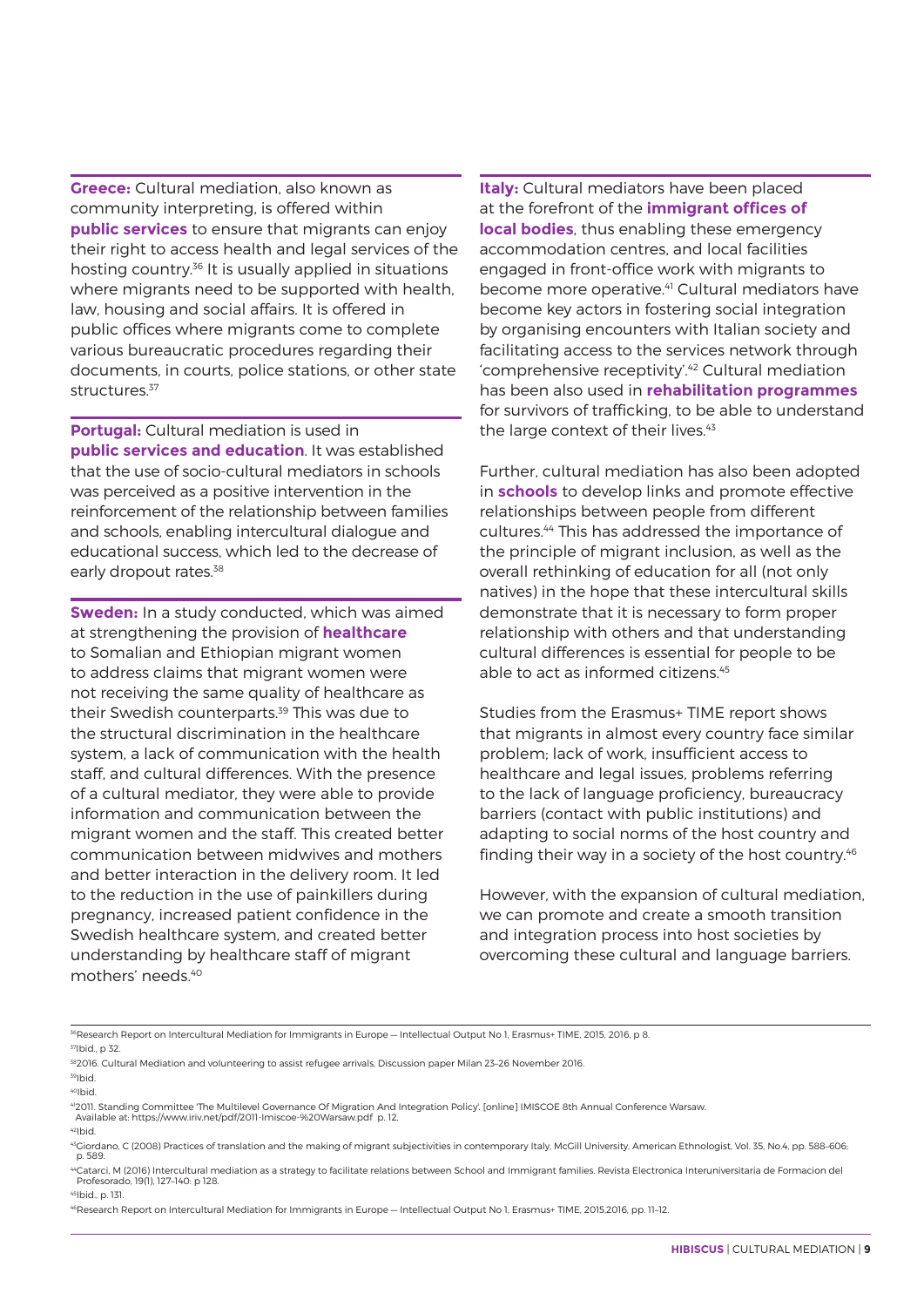**Greece:** Cultural mediation, also known as community interpreting, is offered within **public services** to ensure that migrants can enjoy their right to access health and legal services of the hosting country.[36] It is usually applied in situations where migrants need to be supported with health, law, housing and social affairs. It is offered in public offices where migrants come to complete various bureaucratic procedures regarding their documents, in courts, police stations, or other state structures.[37]

**Portugal:** Cultural mediation is used in **public services and education**. It was established that the use of socio-cultural mediators in schools was perceived as a positive intervention in the reinforcement of the relationship between families and schools, enabling intercultural dialogue and educational success, which led to the decrease of early dropout rates.[38]

**Sweden:** In a study conducted, which was aimed at strengthening the provision of **healthcare** to Somalian and Ethiopian migrant women to address claims that migrant women were not receiving the same quality of healthcare as their Swedish counterparts.[39] This was due to the structural discrimination in the healthcare system, a lack of communication with the health staff, and cultural differences. With the presence of a cultural mediator, they were able to provide information and communication between the migrant women and the staff. This created better communication between midwives and mothers and better interaction in the delivery room. It led to the reduction in the use of painkillers during pregnancy, increased patient confidence in the Swedish healthcare system, and created better understanding by healthcare staff of migrant mothers' needs.[40]

**Italy:** Cultural mediators have been placed at the forefront of the **immigrant offices of local bodies**, thus enabling these emergency accommodation centres, and local facilities engaged in front-office work with migrants to become more operative.[41] Cultural mediators have become key actors in fostering social integration by organising encounters with Italian society and facilitating access to the services network through 'comprehensive receptivity'.[42] Cultural mediation has been also used in **rehabilitation programmes** for survivors of trafficking, to be able to understand the large context of their lives.[43]

Further, cultural mediation has also been adopted in **schools** to develop links and promote effective relationships between people from different cultures.[44] This has addressed the importance of the principle of migrant inclusion, as well as the overall rethinking of education for all (not only natives) in the hope that these intercultural skills demonstrate that it is necessary to form proper relationship with others and that understanding cultural differences is essential for people to be able to act as informed citizens.[45]

Studies from the Erasmus+ TIME report shows that migrants in almost every country face similar problem; lack of work, insufficient access to healthcare and legal issues, problems referring to the lack of language proficiency, bureaucracy barriers (contact with public institutions) and adapting to social norms of the host country and finding their way in a society of the host country.[46]

However, with the expansion of cultural mediation, we can promote and create a smooth transition and integration process into host societies by overcoming these cultural and language barriers.

---

[36] Research Report on Intercultural Mediation for Immigrants in Europe — Intellectual Output No 1, Erasmus+ TIME, 2015, 2016, p 8.
[37] Ibid., p 32.
[38] 2016. Cultural Mediation and volunteering to assist refugee arrivals, Discussion paper Milan 23–26 November 2016.
[39] Ibid.
[40] Ibid.
[41] 2011. Standing Committee 'The Multilevel Governance Of Migration And Integration Policy'. [online] IMISCOE 8th Annual Conference Warsaw. Available at: https://www.iriv.net/pdf/2011-Imiscoe-%20Warsaw.pdf p. 12.
[42] Ibid.
[43] Giordano, C (2008) Practices of translation and the making of migrant subjectivities in contemporary Italy, McGill University, American Ethnologist, Vol. 35, No.4, pp. 588–606; p. 589.
[44] Catarci, M (2016) Intercultural mediation as a strategy to facilitate relations between School and Immigrant families. Revista Electronica Interuniversitaria de Formacion del Profesorado, 19(1), 127–140: p 128.
[45] Ibid., p. 131.
[46] Research Report on Intercultural Mediation for Immigrants in Europe — Intellectual Output No 1, Erasmus+ TIME, 2015,2016, pp. 11–12.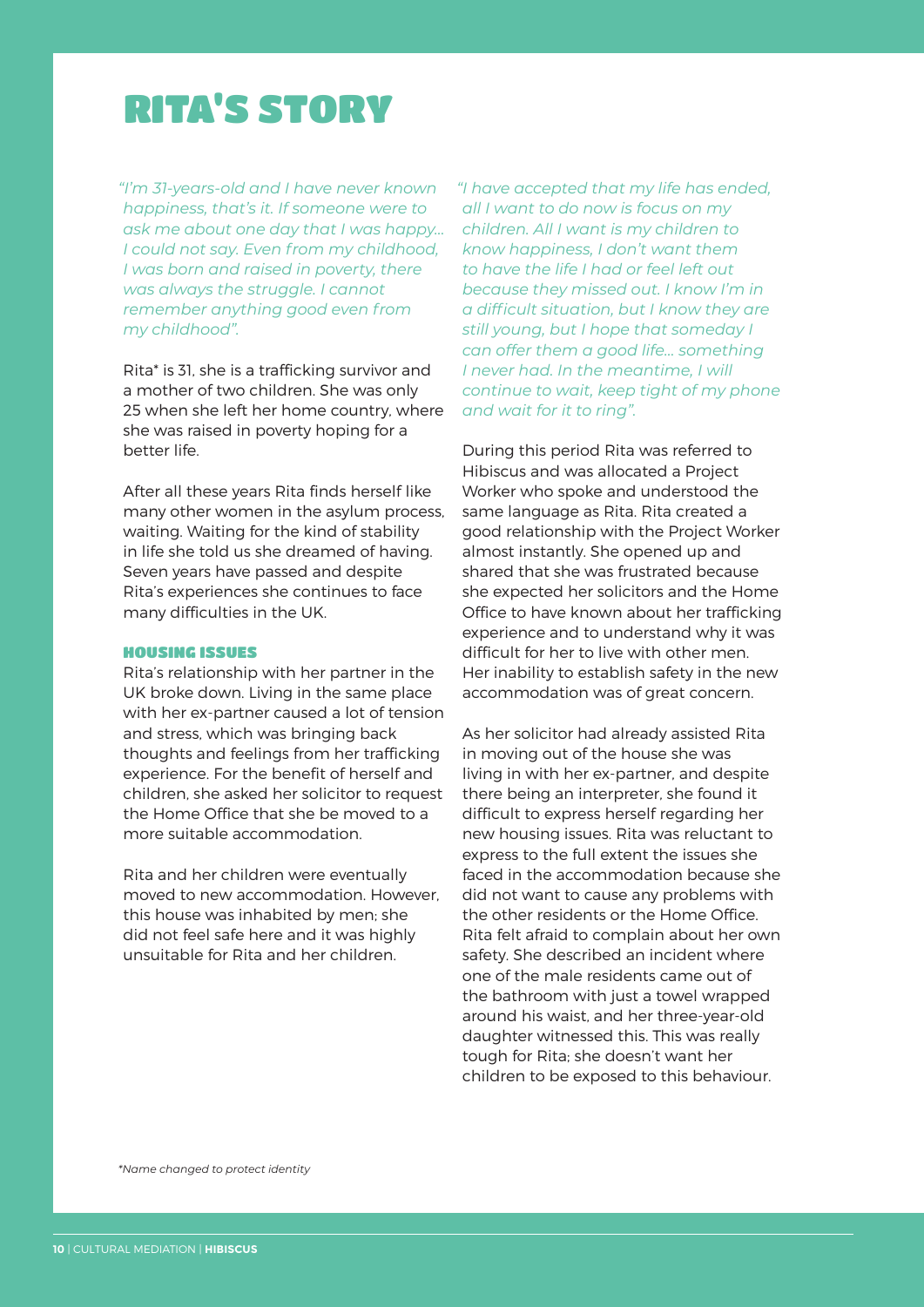# RITA'S STORY

*"I'm 31-years-old and I have never known happiness, that's it. If someone were to ask me about one day that I was happy... I could not say. Even from my childhood, I was born and raised in poverty, there was always the struggle. I cannot remember anything good even from my childhood".*

Rita* is 31, she is a trafficking survivor and a mother of two children. She was only 25 when she left her home country, where she was raised in poverty hoping for a better life.

After all these years Rita finds herself like many other women in the asylum process, waiting. Waiting for the kind of stability in life she told us she dreamed of having. Seven years have passed and despite Rita's experiences she continues to face many difficulties in the UK.

### HOUSING ISSUES

Rita's relationship with her partner in the UK broke down. Living in the same place with her ex-partner caused a lot of tension and stress, which was bringing back thoughts and feelings from her trafficking experience. For the benefit of herself and children, she asked her solicitor to request the Home Office that she be moved to a more suitable accommodation.

Rita and her children were eventually moved to new accommodation. However, this house was inhabited by men; she did not feel safe here and it was highly unsuitable for Rita and her children.

*"I have accepted that my life has ended, all I want to do now is focus on my children. All I want is my children to know happiness, I don't want them to have the life I had or feel left out because they missed out. I know I'm in a difficult situation, but I know they are still young, but I hope that someday I can offer them a good life... something I never had. In the meantime, I will continue to wait, keep tight of my phone and wait for it to ring".*

During this period Rita was referred to Hibiscus and was allocated a Project Worker who spoke and understood the same language as Rita. Rita created a good relationship with the Project Worker almost instantly. She opened up and shared that she was frustrated because she expected her solicitors and the Home Office to have known about her trafficking experience and to understand why it was difficult for her to live with other men. Her inability to establish safety in the new accommodation was of great concern.

As her solicitor had already assisted Rita in moving out of the house she was living in with her ex-partner, and despite there being an interpreter, she found it difficult to express herself regarding her new housing issues. Rita was reluctant to express to the full extent the issues she faced in the accommodation because she did not want to cause any problems with the other residents or the Home Office. Rita felt afraid to complain about her own safety. She described an incident where one of the male residents came out of the bathroom with just a towel wrapped around his waist, and her three-year-old daughter witnessed this. This was really tough for Rita; she doesn't want her children to be exposed to this behaviour.

*\*Name changed to protect identity*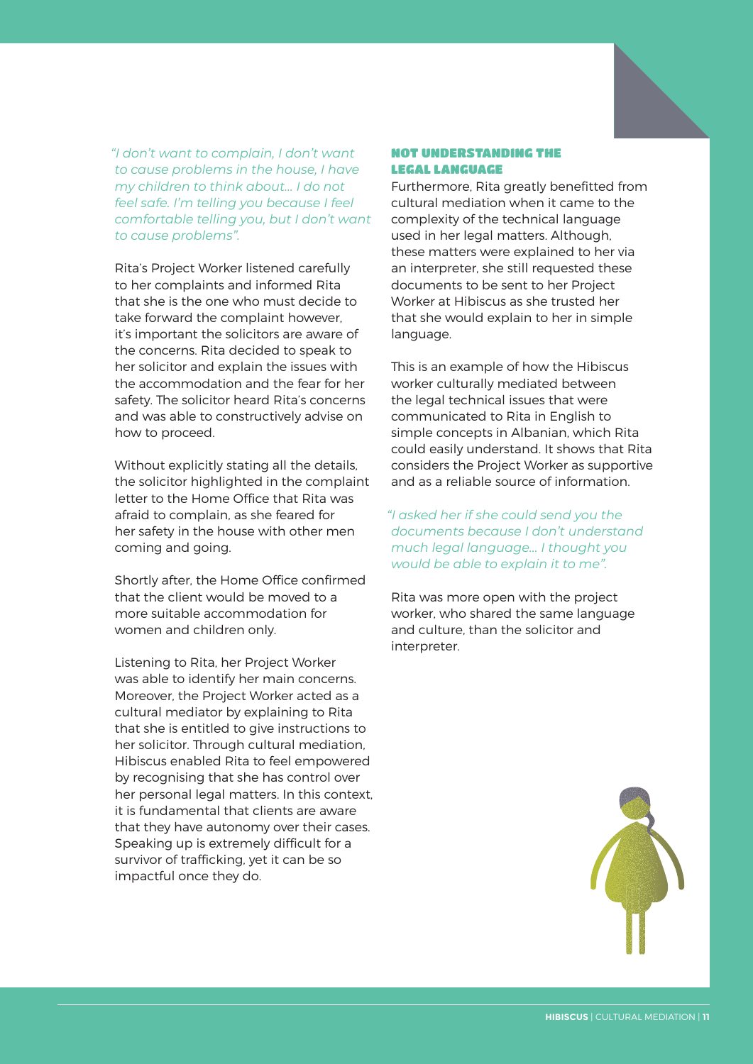*"I don't want to complain, I don't want to cause problems in the house, I have my children to think about... I do not feel safe. I'm telling you because I feel comfortable telling you, but I don't want to cause problems".*

Rita's Project Worker listened carefully to her complaints and informed Rita that she is the one who must decide to take forward the complaint however, it's important the solicitors are aware of the concerns. Rita decided to speak to her solicitor and explain the issues with the accommodation and the fear for her safety. The solicitor heard Rita's concerns and was able to constructively advise on how to proceed.

Without explicitly stating all the details, the solicitor highlighted in the complaint letter to the Home Office that Rita was afraid to complain, as she feared for her safety in the house with other men coming and going.

Shortly after, the Home Office confirmed that the client would be moved to a more suitable accommodation for women and children only.

Listening to Rita, her Project Worker was able to identify her main concerns. Moreover, the Project Worker acted as a cultural mediator by explaining to Rita that she is entitled to give instructions to her solicitor. Through cultural mediation, Hibiscus enabled Rita to feel empowered by recognising that she has control over her personal legal matters. In this context, it is fundamental that clients are aware that they have autonomy over their cases. Speaking up is extremely difficult for a survivor of trafficking, yet it can be so impactful once they do.

## NOT UNDERSTANDING THE LEGAL LANGUAGE

Furthermore, Rita greatly benefitted from cultural mediation when it came to the complexity of the technical language used in her legal matters. Although, these matters were explained to her via an interpreter, she still requested these documents to be sent to her Project Worker at Hibiscus as she trusted her that she would explain to her in simple language.

This is an example of how the Hibiscus worker culturally mediated between the legal technical issues that were communicated to Rita in English to simple concepts in Albanian, which Rita could easily understand. It shows that Rita considers the Project Worker as supportive and as a reliable source of information.

*"I asked her if she could send you the documents because I don't understand much legal language... I thought you would be able to explain it to me".*

Rita was more open with the project worker, who shared the same language and culture, than the solicitor and interpreter.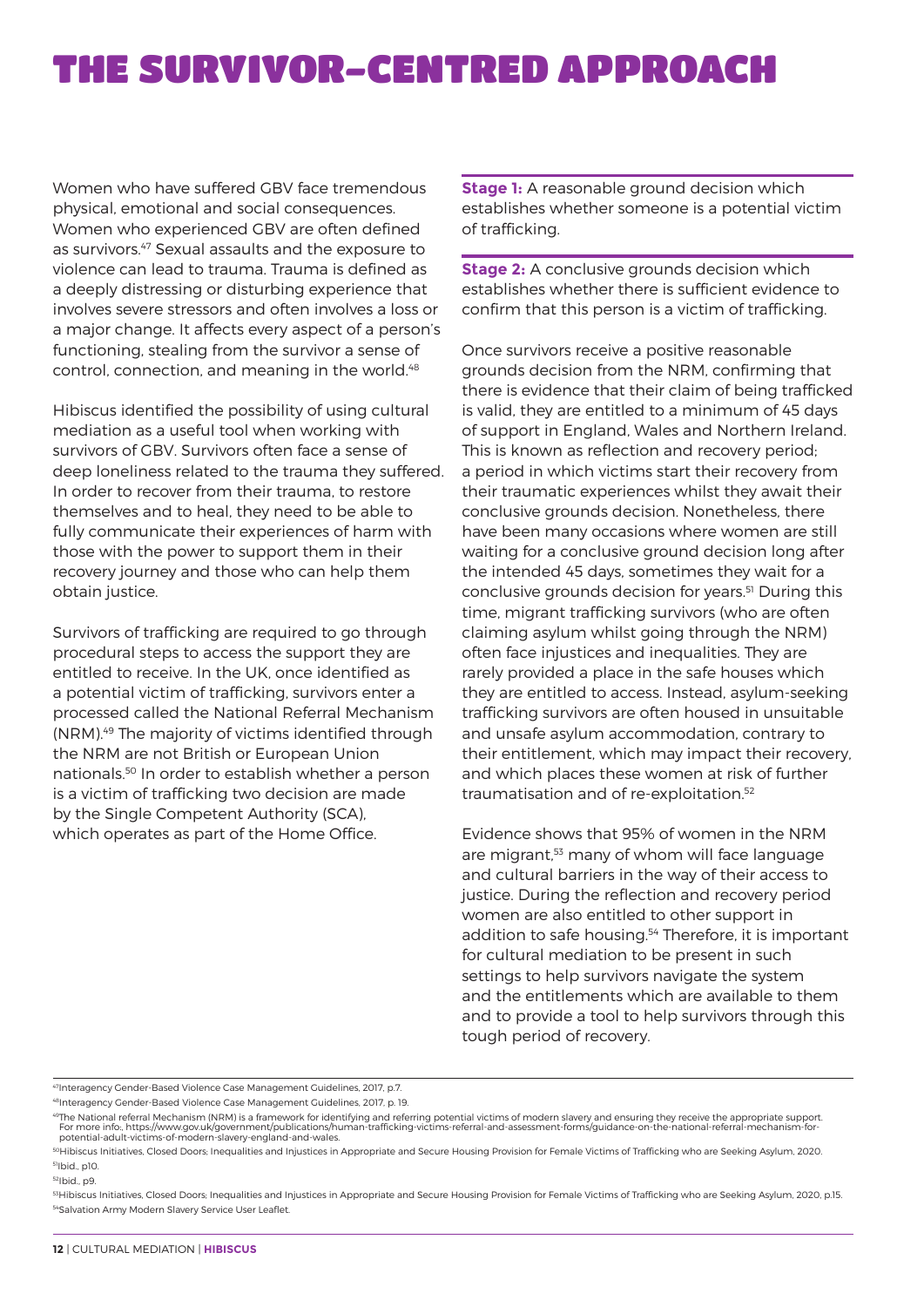# THE SURVIVOR-CENTRED APPROACH

Women who have suffered GBV face tremendous physical, emotional and social consequences. Women who experienced GBV are often defined as survivors.[47] Sexual assaults and the exposure to violence can lead to trauma. Trauma is defined as a deeply distressing or disturbing experience that involves severe stressors and often involves a loss or a major change. It affects every aspect of a person's functioning, stealing from the survivor a sense of control, connection, and meaning in the world.[48]

Hibiscus identified the possibility of using cultural mediation as a useful tool when working with survivors of GBV. Survivors often face a sense of deep loneliness related to the trauma they suffered. In order to recover from their trauma, to restore themselves and to heal, they need to be able to fully communicate their experiences of harm with those with the power to support them in their recovery journey and those who can help them obtain justice.

Survivors of trafficking are required to go through procedural steps to access the support they are entitled to receive. In the UK, once identified as a potential victim of trafficking, survivors enter a processed called the National Referral Mechanism (NRM).[49] The majority of victims identified through the NRM are not British or European Union nationals.[50] In order to establish whether a person is a victim of trafficking two decision are made by the Single Competent Authority (SCA), which operates as part of the Home Office.

**Stage 1:** A reasonable ground decision which establishes whether someone is a potential victim of trafficking.

**Stage 2:** A conclusive grounds decision which establishes whether there is sufficient evidence to confirm that this person is a victim of trafficking.

Once survivors receive a positive reasonable grounds decision from the NRM, confirming that there is evidence that their claim of being trafficked is valid, they are entitled to a minimum of 45 days of support in England, Wales and Northern Ireland. This is known as reflection and recovery period; a period in which victims start their recovery from their traumatic experiences whilst they await their conclusive grounds decision. Nonetheless, there have been many occasions where women are still waiting for a conclusive ground decision long after the intended 45 days, sometimes they wait for a conclusive grounds decision for years.[51] During this time, migrant trafficking survivors (who are often claiming asylum whilst going through the NRM) often face injustices and inequalities. They are rarely provided a place in the safe houses which they are entitled to access. Instead, asylum-seeking trafficking survivors are often housed in unsuitable and unsafe asylum accommodation, contrary to their entitlement, which may impact their recovery, and which places these women at risk of further traumatisation and of re-exploitation.[52]

Evidence shows that 95% of women in the NRM are migrant,[53] many of whom will face language and cultural barriers in the way of their access to justice. During the reflection and recovery period women are also entitled to other support in addition to safe housing.[54] Therefore, it is important for cultural mediation to be present in such settings to help survivors navigate the system and the entitlements which are available to them and to provide a tool to help survivors through this tough period of recovery.

---

[47] Interagency Gender-Based Violence Case Management Guidelines, 2017, p.7.

[48] Interagency Gender-Based Violence Case Management Guidelines, 2017, p. 19.

[49] The National referral Mechanism (NRM) is a framework for identifying and referring potential victims of modern slavery and ensuring they receive the appropriate support. For more info:, https://www.gov.uk/government/publications/human-trafficking-victims-referral-and-assessment-forms/guidance-on-the-national-referral-mechanism-for-potential-adult-victims-of-modern-slavery-england-and-wales.

[50] Hibiscus Initiatives, Closed Doors; Inequalities and Injustices in Appropriate and Secure Housing Provision for Female Victims of Trafficking who are Seeking Asylum, 2020.

[51] Ibid., p10.

[52] Ibid., p9.

[53] Hibiscus Initiatives, Closed Doors; Inequalities and Injustices in Appropriate and Secure Housing Provision for Female Victims of Trafficking who are Seeking Asylum, 2020, p.15.

[54] Salvation Army Modern Slavery Service User Leaflet.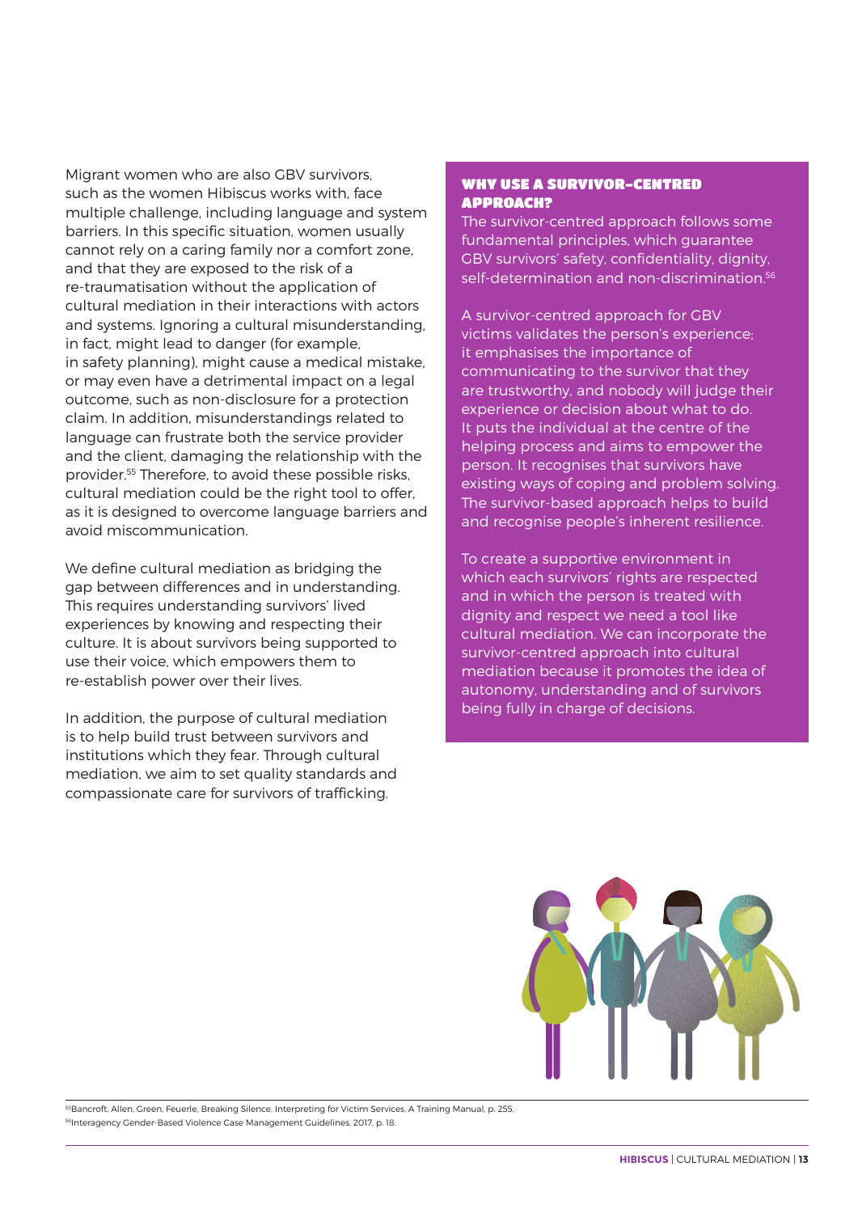Migrant women who are also GBV survivors, such as the women Hibiscus works with, face multiple challenge, including language and system barriers. In this specific situation, women usually cannot rely on a caring family nor a comfort zone, and that they are exposed to the risk of a re-traumatisation without the application of cultural mediation in their interactions with actors and systems. Ignoring a cultural misunderstanding, in fact, might lead to danger (for example, in safety planning), might cause a medical mistake, or may even have a detrimental impact on a legal outcome, such as non-disclosure for a protection claim. In addition, misunderstandings related to language can frustrate both the service provider and the client, damaging the relationship with the provider.[55] Therefore, to avoid these possible risks, cultural mediation could be the right tool to offer, as it is designed to overcome language barriers and avoid miscommunication.

We define cultural mediation as bridging the gap between differences and in understanding. This requires understanding survivors' lived experiences by knowing and respecting their culture. It is about survivors being supported to use their voice, which empowers them to re-establish power over their lives.

In addition, the purpose of cultural mediation is to help build trust between survivors and institutions which they fear. Through cultural mediation, we aim to set quality standards and compassionate care for survivors of trafficking.

### WHY USE A SURVIVOR-CENTRED APPROACH?

The survivor-centred approach follows some fundamental principles, which guarantee GBV survivors' safety, confidentiality, dignity, self-determination and non-discrimination.[56]

A survivor-centred approach for GBV victims validates the person's experience; it emphasises the importance of communicating to the survivor that they are trustworthy, and nobody will judge their experience or decision about what to do. It puts the individual at the centre of the helping process and aims to empower the person. It recognises that survivors have existing ways of coping and problem solving. The survivor-based approach helps to build and recognise people's inherent resilience.

To create a supportive environment in which each survivors' rights are respected and in which the person is treated with dignity and respect we need a tool like cultural mediation. We can incorporate the survivor-centred approach into cultural mediation because it promotes the idea of autonomy, understanding and of survivors being fully in charge of decisions.

---

[55] Bancroft, Allen, Green, Feuerle, Breaking Silence, Interpreting for Victim Services, A Training Manual, p. 255.

[56] Interagency Gender-Based Violence Case Management Guidelines, 2017, p. 18.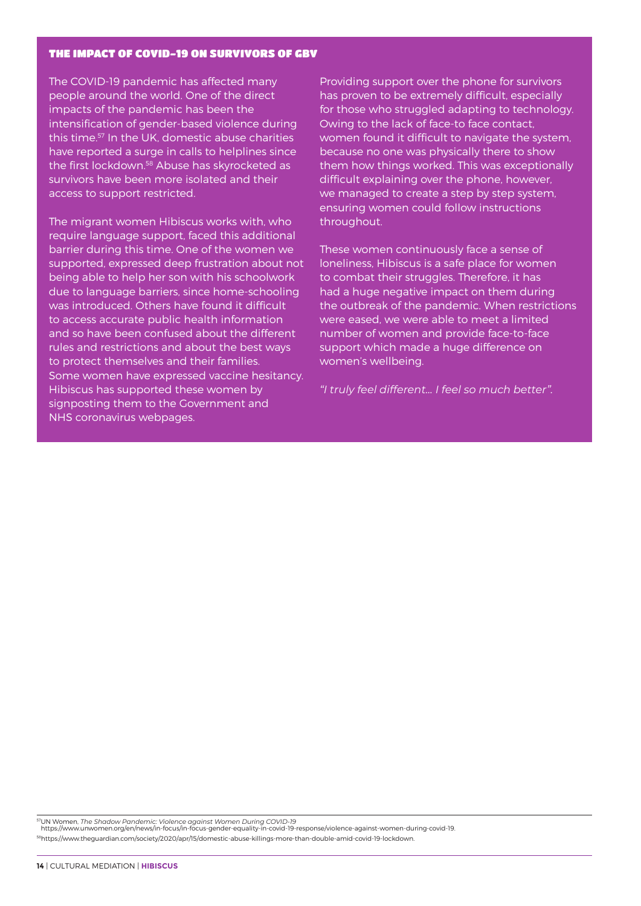## THE IMPACT OF COVID-19 ON SURVIVORS OF GBV

The COVID-19 pandemic has affected many people around the world. One of the direct impacts of the pandemic has been the intensification of gender-based violence during this time.[57] In the UK, domestic abuse charities have reported a surge in calls to helplines since the first lockdown.[58] Abuse has skyrocketed as survivors have been more isolated and their access to support restricted.

The migrant women Hibiscus works with, who require language support, faced this additional barrier during this time. One of the women we supported, expressed deep frustration about not being able to help her son with his schoolwork due to language barriers, since home-schooling was introduced. Others have found it difficult to access accurate public health information and so have been confused about the different rules and restrictions and about the best ways to protect themselves and their families. Some women have expressed vaccine hesitancy. Hibiscus has supported these women by signposting them to the Government and NHS coronavirus webpages.

Providing support over the phone for survivors has proven to be extremely difficult, especially for those who struggled adapting to technology. Owing to the lack of face-to face contact, women found it difficult to navigate the system, because no one was physically there to show them how things worked. This was exceptionally difficult explaining over the phone, however, we managed to create a step by step system, ensuring women could follow instructions throughout.

These women continuously face a sense of loneliness, Hibiscus is a safe place for women to combat their struggles. Therefore, it has had a huge negative impact on them during the outbreak of the pandemic. When restrictions were eased, we were able to meet a limited number of women and provide face-to-face support which made a huge difference on women's wellbeing.

*"I truly feel different… I feel so much better".*

---

[57]UN Women, *The Shadow Pandemic: Violence against Women During COVID-19* https://www.unwomen.org/en/news/in-focus/in-focus-gender-equality-in-covid-19-response/violence-against-women-during-covid-19.

[58]https://www.theguardian.com/society/2020/apr/15/domestic-abuse-killings-more-than-double-amid-covid-19-lockdown.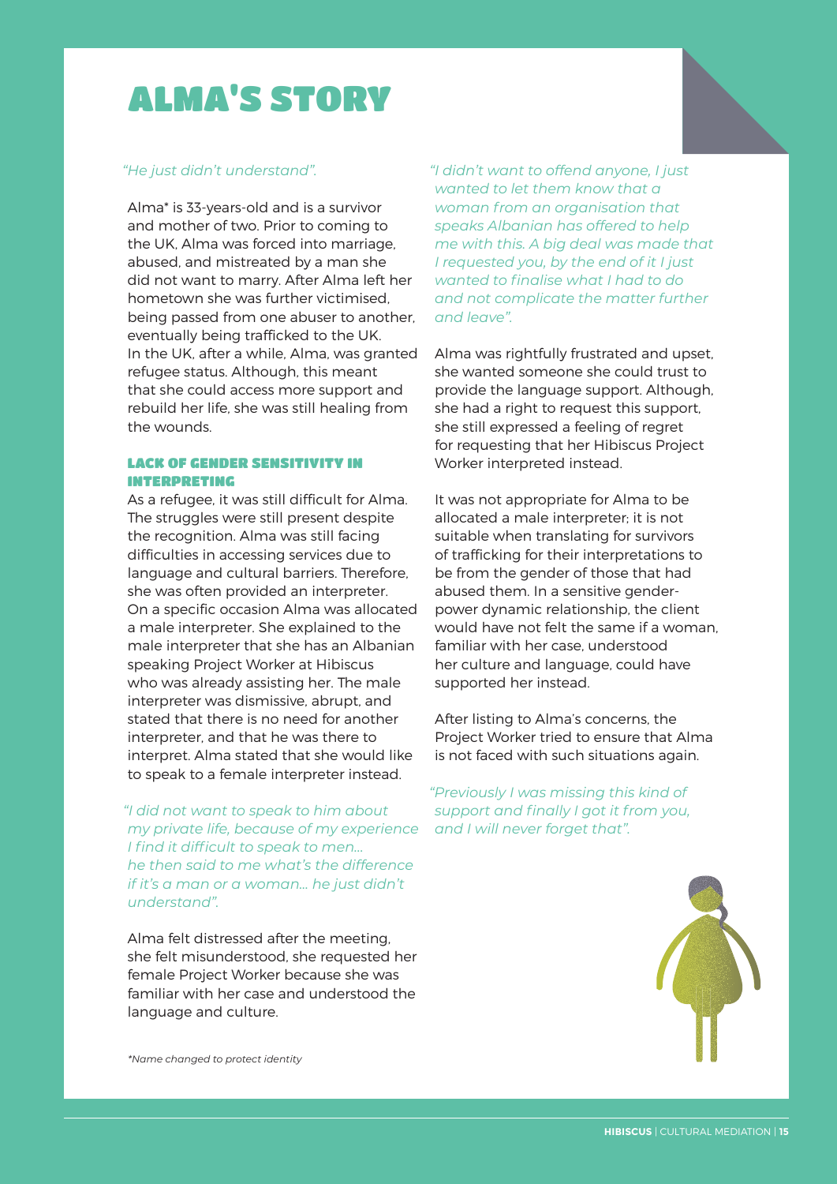# ALMA'S STORY

*"He just didn't understand".*

Alma* is 33-years-old and is a survivor and mother of two. Prior to coming to the UK, Alma was forced into marriage, abused, and mistreated by a man she did not want to marry. After Alma left her hometown she was further victimised, being passed from one abuser to another, eventually being trafficked to the UK. In the UK, after a while, Alma, was granted refugee status. Although, this meant that she could access more support and rebuild her life, she was still healing from the wounds.

### LACK OF GENDER SENSITIVITY IN INTERPRETING

As a refugee, it was still difficult for Alma. The struggles were still present despite the recognition. Alma was still facing difficulties in accessing services due to language and cultural barriers. Therefore, she was often provided an interpreter. On a specific occasion Alma was allocated a male interpreter. She explained to the male interpreter that she has an Albanian speaking Project Worker at Hibiscus who was already assisting her. The male interpreter was dismissive, abrupt, and stated that there is no need for another interpreter, and that he was there to interpret. Alma stated that she would like to speak to a female interpreter instead.

*"I did not want to speak to him about my private life, because of my experience I find it difficult to speak to men… he then said to me what's the difference if it's a man or a woman… he just didn't understand".*

Alma felt distressed after the meeting, she felt misunderstood, she requested her female Project Worker because she was familiar with her case and understood the language and culture.

*"I didn't want to offend anyone, I just wanted to let them know that a woman from an organisation that speaks Albanian has offered to help me with this. A big deal was made that I requested you, by the end of it I just wanted to finalise what I had to do and not complicate the matter further and leave".*

Alma was rightfully frustrated and upset, she wanted someone she could trust to provide the language support. Although, she had a right to request this support, she still expressed a feeling of regret for requesting that her Hibiscus Project Worker interpreted instead.

It was not appropriate for Alma to be allocated a male interpreter; it is not suitable when translating for survivors of trafficking for their interpretations to be from the gender of those that had abused them. In a sensitive gender-power dynamic relationship, the client would have not felt the same if a woman, familiar with her case, understood her culture and language, could have supported her instead.

After listing to Alma's concerns, the Project Worker tried to ensure that Alma is not faced with such situations again.

*"Previously I was missing this kind of support and finally I got it from you, and I will never forget that".*

*\*Name changed to protect identity*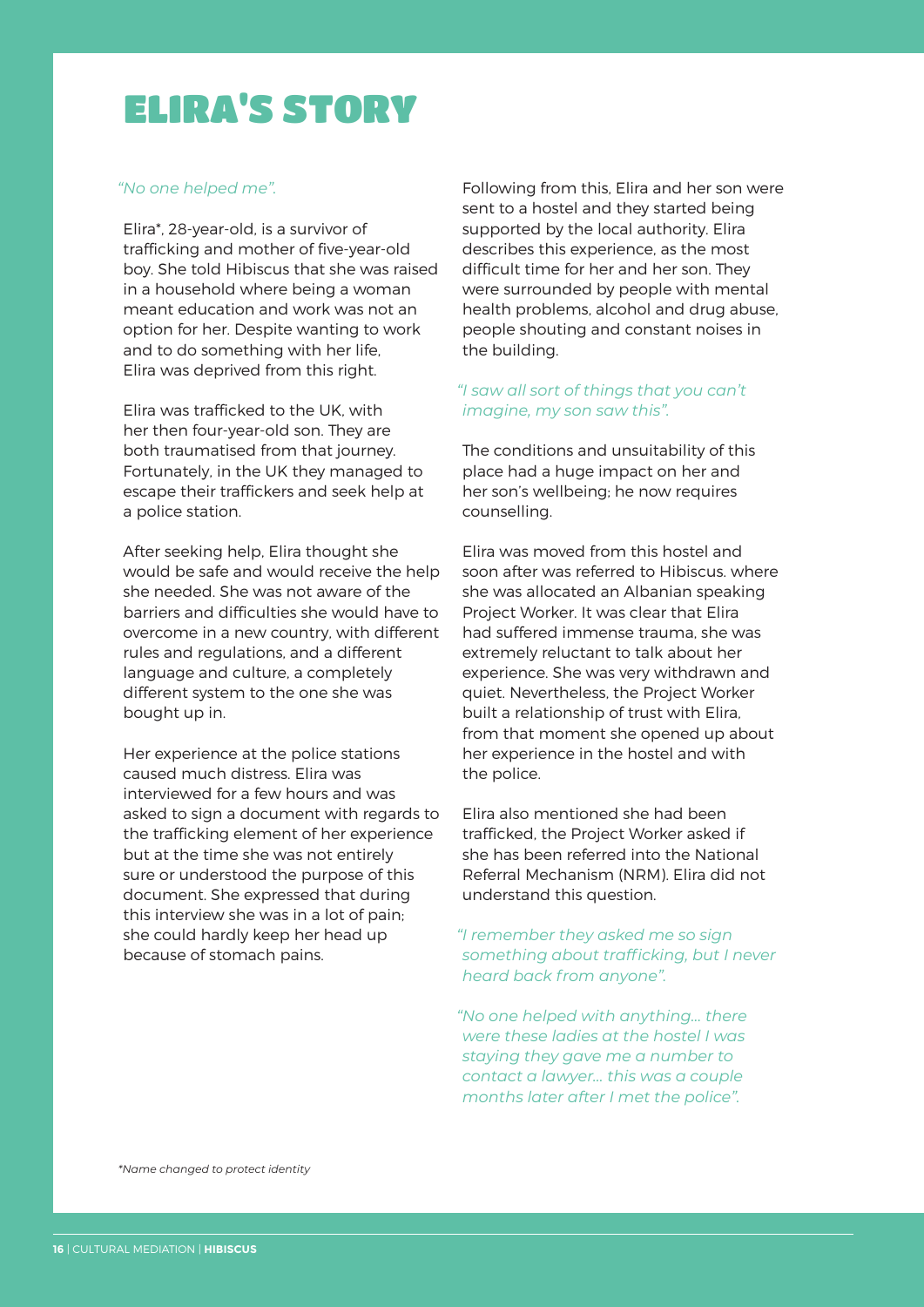# ELIRA'S STORY

*"No one helped me".*

Elira*, 28-year-old, is a survivor of trafficking and mother of five-year-old boy. She told Hibiscus that she was raised in a household where being a woman meant education and work was not an option for her. Despite wanting to work and to do something with her life, Elira was deprived from this right.

Elira was trafficked to the UK, with her then four-year-old son. They are both traumatised from that journey. Fortunately, in the UK they managed to escape their traffickers and seek help at a police station.

After seeking help, Elira thought she would be safe and would receive the help she needed. She was not aware of the barriers and difficulties she would have to overcome in a new country, with different rules and regulations, and a different language and culture, a completely different system to the one she was bought up in.

Her experience at the police stations caused much distress. Elira was interviewed for a few hours and was asked to sign a document with regards to the trafficking element of her experience but at the time she was not entirely sure or understood the purpose of this document. She expressed that during this interview she was in a lot of pain; she could hardly keep her head up because of stomach pains.

Following from this, Elira and her son were sent to a hostel and they started being supported by the local authority. Elira describes this experience, as the most difficult time for her and her son. They were surrounded by people with mental health problems, alcohol and drug abuse, people shouting and constant noises in the building.

*"I saw all sort of things that you can't imagine, my son saw this".*

The conditions and unsuitability of this place had a huge impact on her and her son's wellbeing; he now requires counselling.

Elira was moved from this hostel and soon after was referred to Hibiscus. where she was allocated an Albanian speaking Project Worker. It was clear that Elira had suffered immense trauma, she was extremely reluctant to talk about her experience. She was very withdrawn and quiet. Nevertheless, the Project Worker built a relationship of trust with Elira, from that moment she opened up about her experience in the hostel and with the police.

Elira also mentioned she had been trafficked, the Project Worker asked if she has been referred into the National Referral Mechanism (NRM). Elira did not understand this question.

*"I remember they asked me so sign something about trafficking, but I never heard back from anyone".*

*"No one helped with anything... there were these ladies at the hostel I was staying they gave me a number to contact a lawyer... this was a couple months later after I met the police".*

*Name changed to protect identity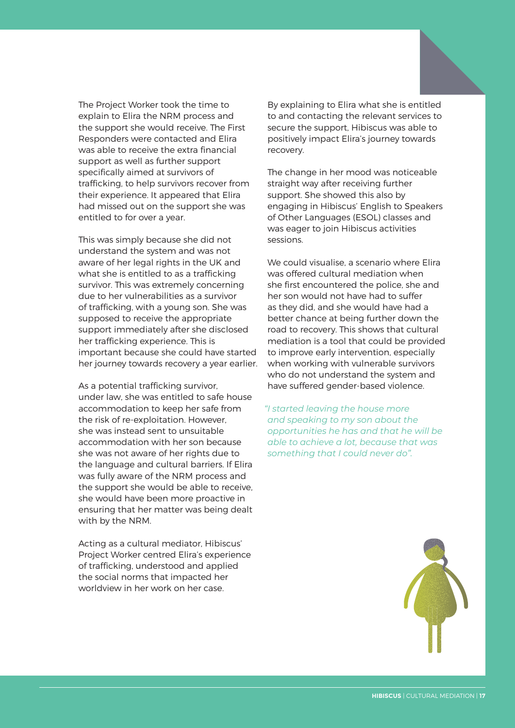The Project Worker took the time to explain to Elira the NRM process and the support she would receive. The First Responders were contacted and Elira was able to receive the extra financial support as well as further support specifically aimed at survivors of trafficking, to help survivors recover from their experience. It appeared that Elira had missed out on the support she was entitled to for over a year.

This was simply because she did not understand the system and was not aware of her legal rights in the UK and what she is entitled to as a trafficking survivor. This was extremely concerning due to her vulnerabilities as a survivor of trafficking, with a young son. She was supposed to receive the appropriate support immediately after she disclosed her trafficking experience. This is important because she could have started her journey towards recovery a year earlier.

As a potential trafficking survivor, under law, she was entitled to safe house accommodation to keep her safe from the risk of re-exploitation. However, she was instead sent to unsuitable accommodation with her son because she was not aware of her rights due to the language and cultural barriers. If Elira was fully aware of the NRM process and the support she would be able to receive, she would have been more proactive in ensuring that her matter was being dealt with by the NRM.

Acting as a cultural mediator, Hibiscus' Project Worker centred Elira's experience of trafficking, understood and applied the social norms that impacted her worldview in her work on her case.

By explaining to Elira what she is entitled to and contacting the relevant services to secure the support, Hibiscus was able to positively impact Elira's journey towards recovery.

The change in her mood was noticeable straight way after receiving further support. She showed this also by engaging in Hibiscus' English to Speakers of Other Languages (ESOL) classes and was eager to join Hibiscus activities sessions.

We could visualise, a scenario where Elira was offered cultural mediation when she first encountered the police, she and her son would not have had to suffer as they did, and she would have had a better chance at being further down the road to recovery. This shows that cultural mediation is a tool that could be provided to improve early intervention, especially when working with vulnerable survivors who do not understand the system and have suffered gender-based violence.

*"I started leaving the house more and speaking to my son about the opportunities he has and that he will be able to achieve a lot, because that was something that I could never do".*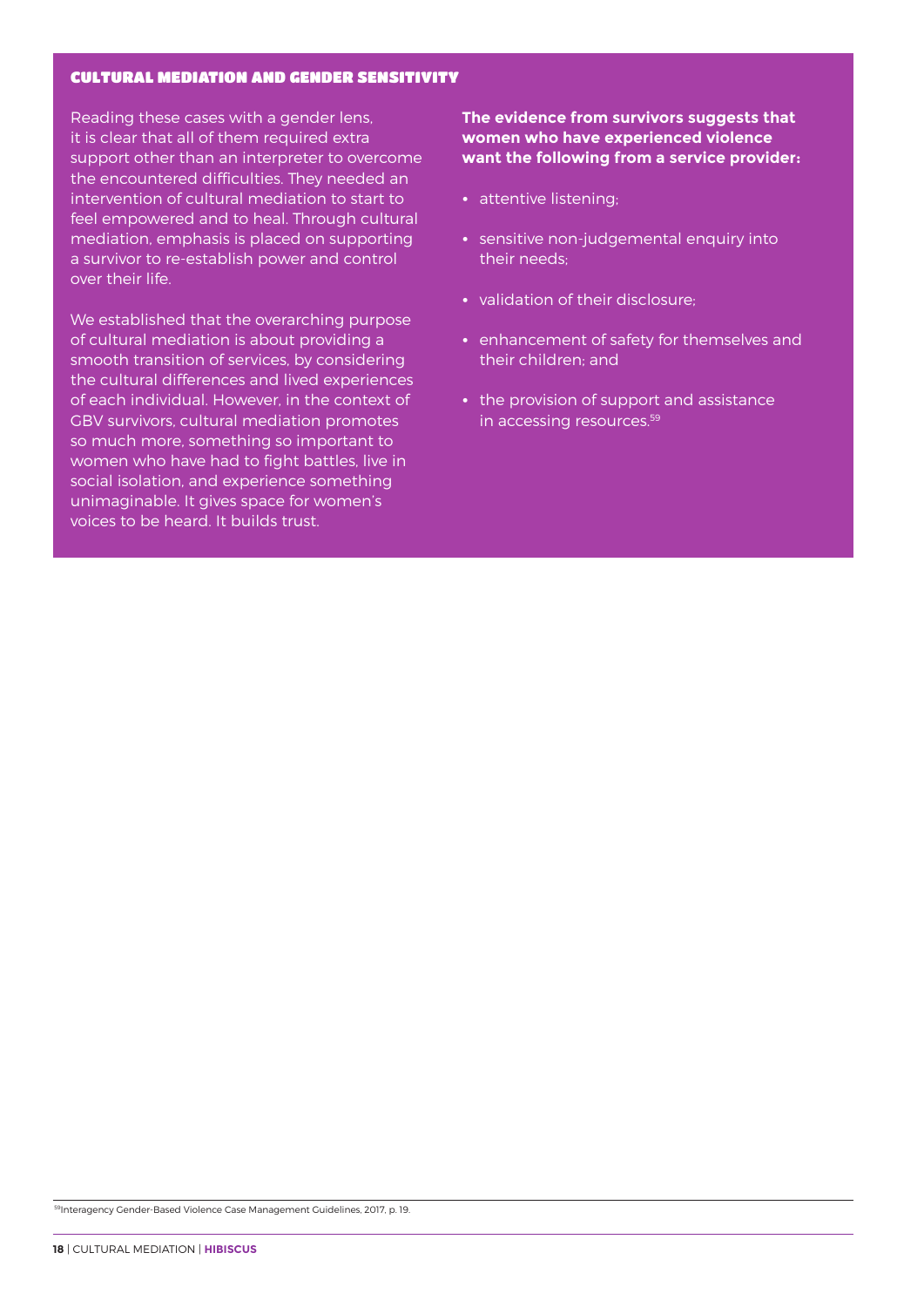## CULTURAL MEDIATION AND GENDER SENSITIVITY

Reading these cases with a gender lens, it is clear that all of them required extra support other than an interpreter to overcome the encountered difficulties. They needed an intervention of cultural mediation to start to feel empowered and to heal. Through cultural mediation, emphasis is placed on supporting a survivor to re-establish power and control over their life.

We established that the overarching purpose of cultural mediation is about providing a smooth transition of services, by considering the cultural differences and lived experiences of each individual. However, in the context of GBV survivors, cultural mediation promotes so much more, something so important to women who have had to fight battles, live in social isolation, and experience something unimaginable. It gives space for women's voices to be heard. It builds trust.

**The evidence from survivors suggests that women who have experienced violence want the following from a service provider:**

- attentive listening;
- sensitive non-judgemental enquiry into their needs;
- validation of their disclosure;
- enhancement of safety for themselves and their children; and
- the provision of support and assistance in accessing resources.[59]

[59] Interagency Gender-Based Violence Case Management Guidelines, 2017, p. 19.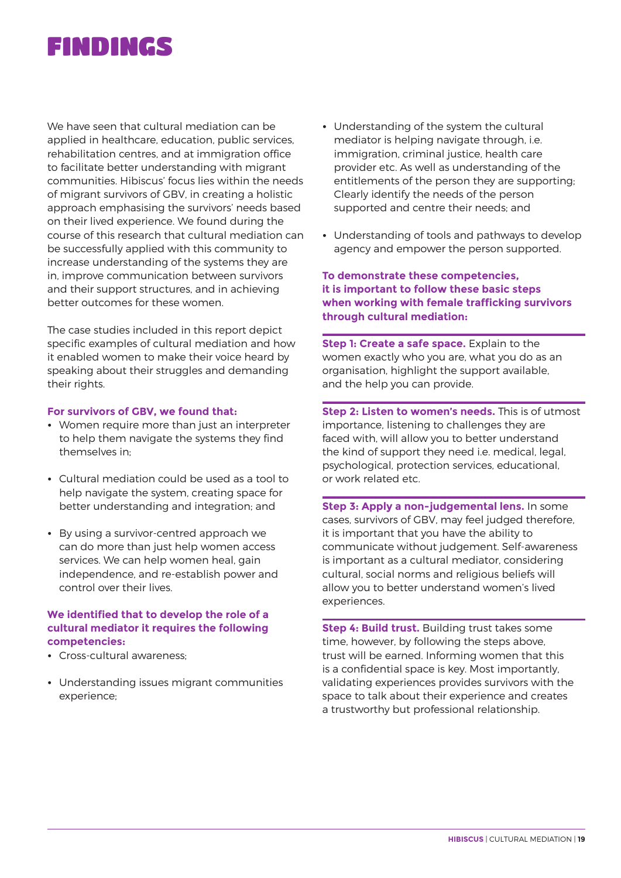# FINDINGS

We have seen that cultural mediation can be applied in healthcare, education, public services, rehabilitation centres, and at immigration office to facilitate better understanding with migrant communities. Hibiscus' focus lies within the needs of migrant survivors of GBV, in creating a holistic approach emphasising the survivors' needs based on their lived experience. We found during the course of this research that cultural mediation can be successfully applied with this community to increase understanding of the systems they are in, improve communication between survivors and their support structures, and in achieving better outcomes for these women.

The case studies included in this report depict specific examples of cultural mediation and how it enabled women to make their voice heard by speaking about their struggles and demanding their rights.

**For survivors of GBV, we found that:**

- Women require more than just an interpreter to help them navigate the systems they find themselves in;
- Cultural mediation could be used as a tool to help navigate the system, creating space for better understanding and integration; and
- By using a survivor-centred approach we can do more than just help women access services. We can help women heal, gain independence, and re-establish power and control over their lives.

**We identified that to develop the role of a cultural mediator it requires the following competencies:**

- Cross-cultural awareness;
- Understanding issues migrant communities experience;
- Understanding of the system the cultural mediator is helping navigate through, i.e. immigration, criminal justice, health care provider etc. As well as understanding of the entitlements of the person they are supporting; Clearly identify the needs of the person supported and centre their needs; and
- Understanding of tools and pathways to develop agency and empower the person supported.

**To demonstrate these competencies, it is important to follow these basic steps when working with female trafficking survivors through cultural mediation:**

**Step 1: Create a safe space.** Explain to the women exactly who you are, what you do as an organisation, highlight the support available, and the help you can provide.

**Step 2: Listen to women's needs.** This is of utmost importance, listening to challenges they are faced with, will allow you to better understand the kind of support they need i.e. medical, legal, psychological, protection services, educational, or work related etc.

**Step 3: Apply a non-judgemental lens.** In some cases, survivors of GBV, may feel judged therefore, it is important that you have the ability to communicate without judgement. Self-awareness is important as a cultural mediator, considering cultural, social norms and religious beliefs will allow you to better understand women's lived experiences.

**Step 4: Build trust.** Building trust takes some time, however, by following the steps above, trust will be earned. Informing women that this is a confidential space is key. Most importantly, validating experiences provides survivors with the space to talk about their experience and creates a trustworthy but professional relationship.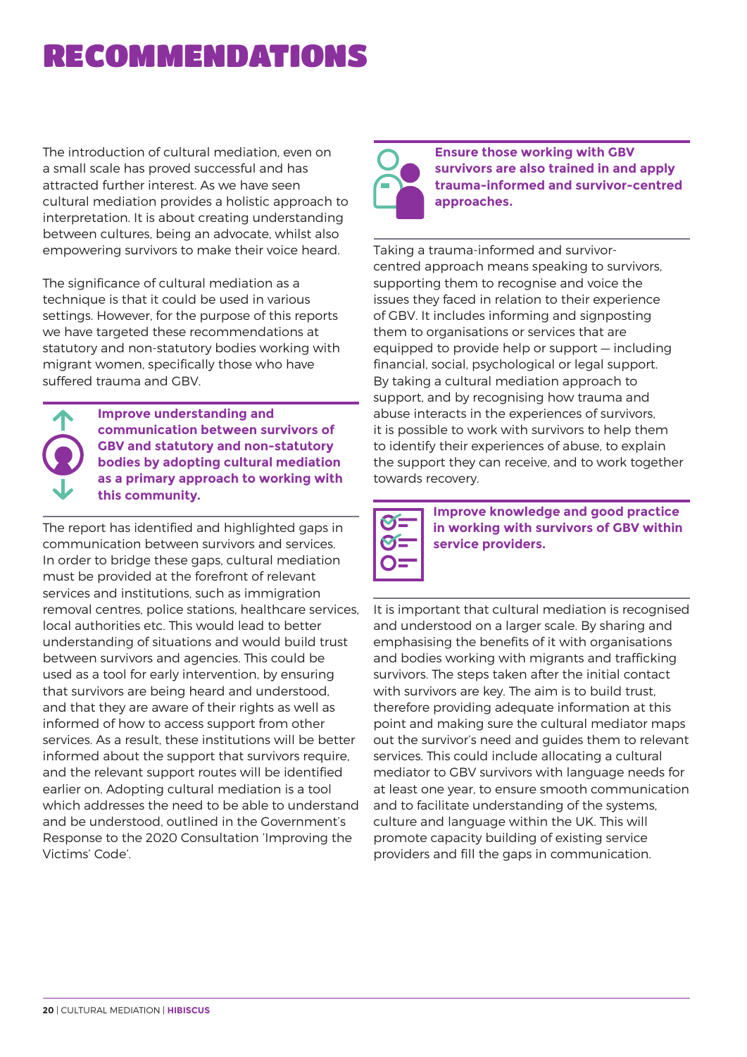# RECOMMENDATIONS

The introduction of cultural mediation, even on a small scale has proved successful and has attracted further interest. As we have seen cultural mediation provides a holistic approach to interpretation. It is about creating understanding between cultures, being an advocate, whilst also empowering survivors to make their voice heard.

The significance of cultural mediation as a technique is that it could be used in various settings. However, for the purpose of this reports we have targeted these recommendations at statutory and non-statutory bodies working with migrant women, specifically those who have suffered trauma and GBV.

**Improve understanding and communication between survivors of GBV and statutory and non-statutory bodies by adopting cultural mediation as a primary approach to working with this community.**

The report has identified and highlighted gaps in communication between survivors and services. In order to bridge these gaps, cultural mediation must be provided at the forefront of relevant services and institutions, such as immigration removal centres, police stations, healthcare services, local authorities etc. This would lead to better understanding of situations and would build trust between survivors and agencies. This could be used as a tool for early intervention, by ensuring that survivors are being heard and understood, and that they are aware of their rights as well as informed of how to access support from other services. As a result, these institutions will be better informed about the support that survivors require, and the relevant support routes will be identified earlier on. Adopting cultural mediation is a tool which addresses the need to be able to understand and be understood, outlined in the Government's Response to the 2020 Consultation 'Improving the Victims' Code'.

**Ensure those working with GBV survivors are also trained in and apply trauma-informed and survivor-centred approaches.**

Taking a trauma-informed and survivor-centred approach means speaking to survivors, supporting them to recognise and voice the issues they faced in relation to their experience of GBV. It includes informing and signposting them to organisations or services that are equipped to provide help or support — including financial, social, psychological or legal support. By taking a cultural mediation approach to support, and by recognising how trauma and abuse interacts in the experiences of survivors, it is possible to work with survivors to help them to identify their experiences of abuse, to explain the support they can receive, and to work together towards recovery.

**Improve knowledge and good practice in working with survivors of GBV within service providers.**

It is important that cultural mediation is recognised and understood on a larger scale. By sharing and emphasising the benefits of it with organisations and bodies working with migrants and trafficking survivors. The steps taken after the initial contact with survivors are key. The aim is to build trust, therefore providing adequate information at this point and making sure the cultural mediator maps out the survivor's need and guides them to relevant services. This could include allocating a cultural mediator to GBV survivors with language needs for at least one year, to ensure smooth communication and to facilitate understanding of the systems, culture and language within the UK. This will promote capacity building of existing service providers and fill the gaps in communication.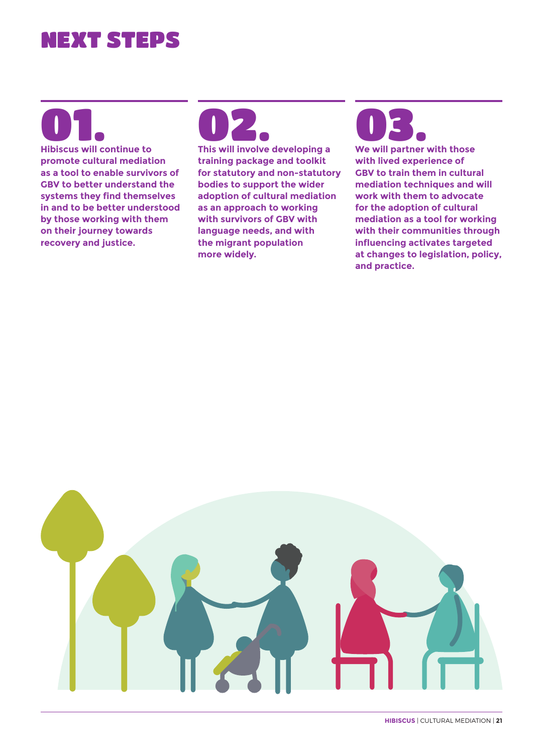# NEXT STEPS

## 01.

**Hibiscus will continue to promote cultural mediation as a tool to enable survivors of GBV to better understand the systems they find themselves in and to be better understood by those working with them on their journey towards recovery and justice.**

## 02.

**This will involve developing a training package and toolkit for statutory and non-statutory bodies to support the wider adoption of cultural mediation as an approach to working with survivors of GBV with language needs, and with the migrant population more widely.**

## 03.

**We will partner with those with lived experience of GBV to train them in cultural mediation techniques and will work with them to advocate for the adoption of cultural mediation as a tool for working with their communities through influencing activates targeted at changes to legislation, policy, and practice.**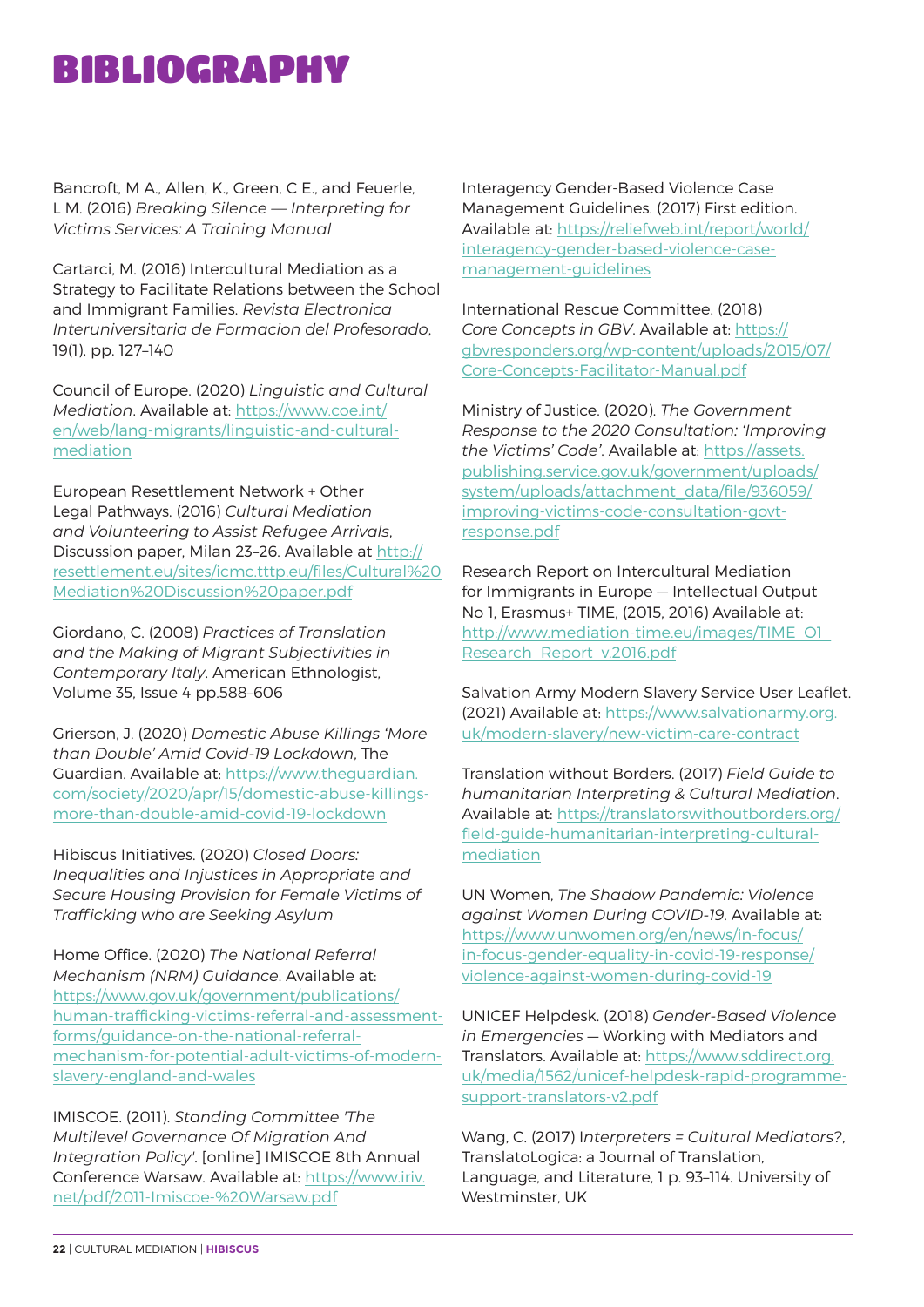# BIBLIOGRAPHY

Bancroft, M A., Allen, K., Green, C E., and Feuerle, L M. (2016) *Breaking Silence — Interpreting for Victims Services: A Training Manual*

Cartarci, M. (2016) Intercultural Mediation as a Strategy to Facilitate Relations between the School and Immigrant Families. *Revista Electronica Interuniversitaria de Formacion del Profesorado*, 19(1), pp. 127–140

Council of Europe. (2020) *Linguistic and Cultural Mediation*. Available at: https://www.coe.int/en/web/lang-migrants/linguistic-and-cultural-mediation

European Resettlement Network + Other Legal Pathways. (2016) *Cultural Mediation and Volunteering to Assist Refugee Arrivals*, Discussion paper, Milan 23–26. Available at http://resettlement.eu/sites/icmc.tttp.eu/files/Cultural%20Mediation%20Discussion%20paper.pdf

Giordano, C. (2008) *Practices of Translation and the Making of Migrant Subjectivities in Contemporary Italy*. American Ethnologist, Volume 35, Issue 4 pp.588–606

Grierson, J. (2020) *Domestic Abuse Killings 'More than Double' Amid Covid-19 Lockdown*, The Guardian. Available at: https://www.theguardian.com/society/2020/apr/15/domestic-abuse-killings-more-than-double-amid-covid-19-lockdown

Hibiscus Initiatives. (2020) *Closed Doors: Inequalities and Injustices in Appropriate and Secure Housing Provision for Female Victims of Trafficking who are Seeking Asylum*

Home Office. (2020) *The National Referral Mechanism (NRM) Guidance*. Available at: https://www.gov.uk/government/publications/human-trafficking-victims-referral-and-assessment-forms/guidance-on-the-national-referral-mechanism-for-potential-adult-victims-of-modern-slavery-england-and-wales

IMISCOE. (2011). *Standing Committee 'The Multilevel Governance Of Migration And Integration Policy'*. [online] IMISCOE 8th Annual Conference Warsaw. Available at: https://www.iriv.net/pdf/2011-Imiscoe-%20Warsaw.pdf

Interagency Gender-Based Violence Case Management Guidelines. (2017) First edition. Available at: https://reliefweb.int/report/world/interagency-gender-based-violence-case-management-guidelines

International Rescue Committee. (2018) *Core Concepts in GBV*. Available at: https://gbvresponders.org/wp-content/uploads/2015/07/Core-Concepts-Facilitator-Manual.pdf

Ministry of Justice. (2020). *The Government Response to the 2020 Consultation: 'Improving the Victims' Code'*. Available at: https://assets.publishing.service.gov.uk/government/uploads/system/uploads/attachment_data/file/936059/improving-victims-code-consultation-govt-response.pdf

Research Report on Intercultural Mediation for Immigrants in Europe — Intellectual Output No 1, Erasmus+ TIME, (2015, 2016) Available at: http://www.mediation-time.eu/images/TIME_O1_Research_Report_v.2016.pdf

Salvation Army Modern Slavery Service User Leaflet. (2021) Available at: https://www.salvationarmy.org.uk/modern-slavery/new-victim-care-contract

Translation without Borders. (2017) *Field Guide to humanitarian Interpreting & Cultural Mediation*. Available at: https://translatorswithoutborders.org/field-guide-humanitarian-interpreting-cultural-mediation

UN Women, *The Shadow Pandemic: Violence against Women During COVID-19*. Available at: https://www.unwomen.org/en/news/in-focus/in-focus-gender-equality-in-covid-19-response/violence-against-women-during-covid-19

UNICEF Helpdesk. (2018) *Gender-Based Violence in Emergencies* — Working with Mediators and Translators. Available at: https://www.sddirect.org.uk/media/1562/unicef-helpdesk-rapid-programme-support-translators-v2.pdf

Wang, C. (2017) I*nterpreters = Cultural Mediators?*, TranslatoLogica: a Journal of Translation, Language, and Literature, 1 p. 93–114. University of Westminster, UK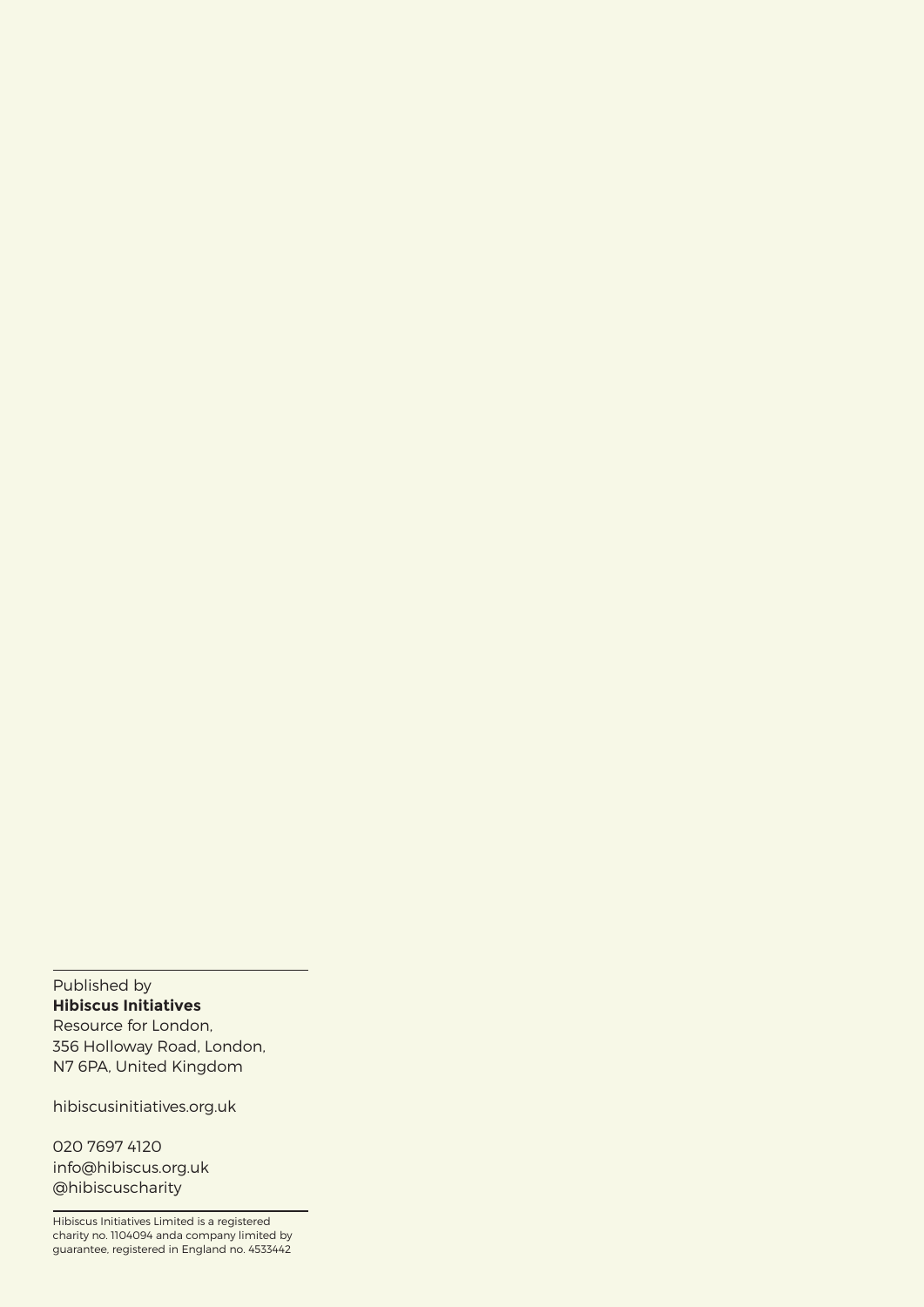Published by
**Hibiscus Initiatives**
Resource for London,
356 Holloway Road, London,
N7 6PA, United Kingdom

hibiscusinitiatives.org.uk

020 7697 4120
info@hibiscus.org.uk
@hibiscuscharity

Hibiscus Initiatives Limited is a registered charity no. 1104094 anda company limited by guarantee, registered in England no. 4533442